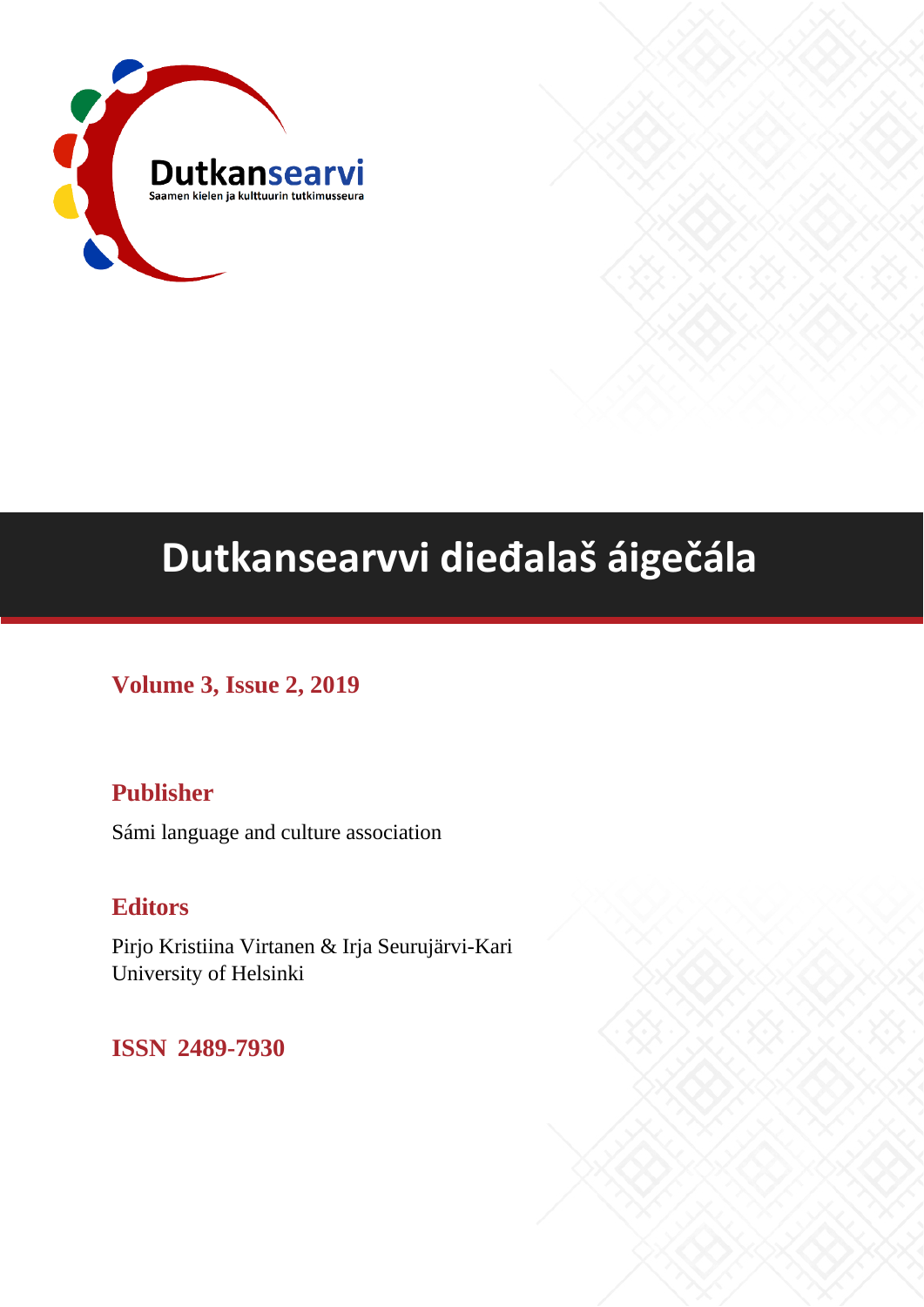Dutkansearvi

Saamen kielen ja kulttuurin tutkimusseura

# Dutkansearvvi dieđalaš áigečála

**Volume 3, Issue 2, 2019**

## Publisher

Sámi language and culture association

## Editors

Pirjo Kristiina Virtanen & Irja Seurujärvi-Kari
University of Helsinki

**ISSN 2489-7930**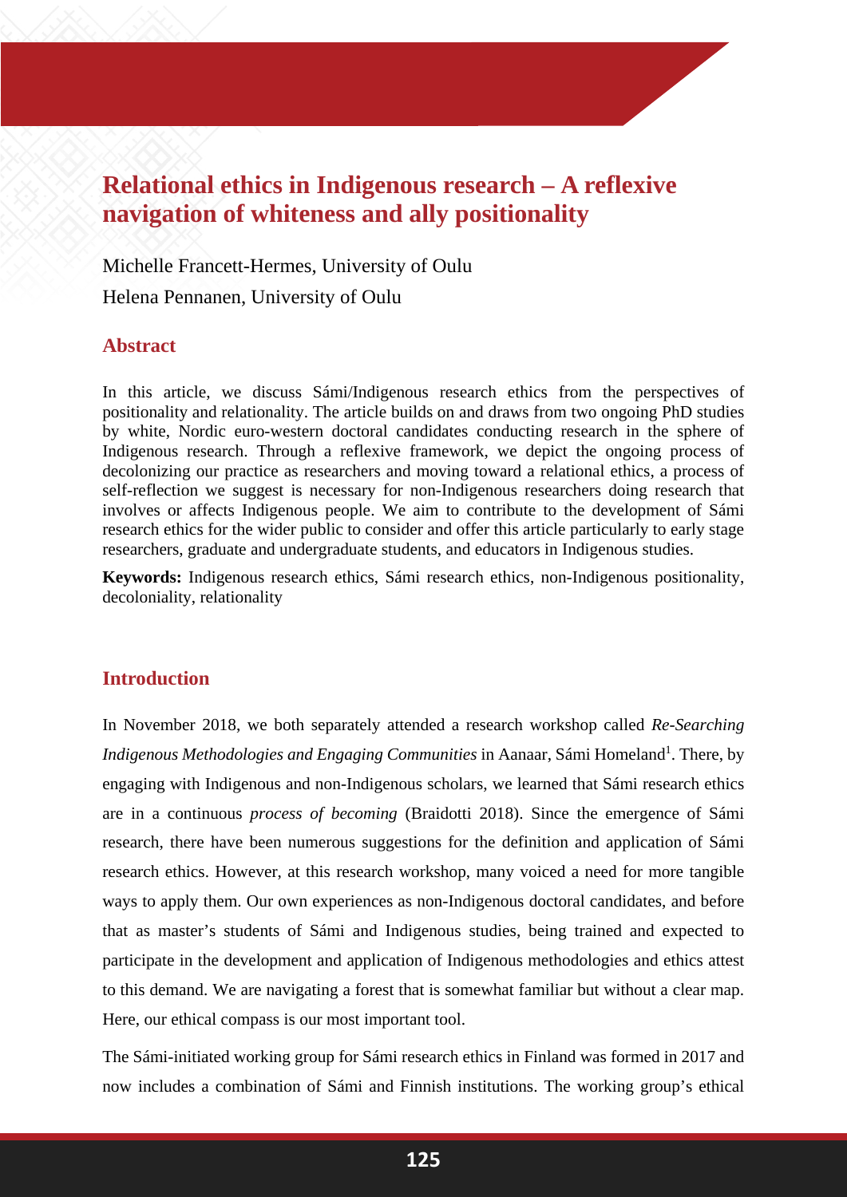# Relational ethics in Indigenous research – A reflexive navigation of whiteness and ally positionality

Michelle Francett-Hermes, University of Oulu

Helena Pennanen, University of Oulu

## Abstract

In this article, we discuss Sámi/Indigenous research ethics from the perspectives of positionality and relationality. The article builds on and draws from two ongoing PhD studies by white, Nordic euro-western doctoral candidates conducting research in the sphere of Indigenous research. Through a reflexive framework, we depict the ongoing process of decolonizing our practice as researchers and moving toward a relational ethics, a process of self-reflection we suggest is necessary for non-Indigenous researchers doing research that involves or affects Indigenous people. We aim to contribute to the development of Sámi research ethics for the wider public to consider and offer this article particularly to early stage researchers, graduate and undergraduate students, and educators in Indigenous studies.

**Keywords:** Indigenous research ethics, Sámi research ethics, non-Indigenous positionality, decoloniality, relationality

## Introduction

In November 2018, we both separately attended a research workshop called *Re-Searching Indigenous Methodologies and Engaging Communities* in Aanaar, Sámi Homeland[1]. There, by engaging with Indigenous and non-Indigenous scholars, we learned that Sámi research ethics are in a continuous *process of becoming* (Braidotti 2018). Since the emergence of Sámi research, there have been numerous suggestions for the definition and application of Sámi research ethics. However, at this research workshop, many voiced a need for more tangible ways to apply them. Our own experiences as non-Indigenous doctoral candidates, and before that as master's students of Sámi and Indigenous studies, being trained and expected to participate in the development and application of Indigenous methodologies and ethics attest to this demand. We are navigating a forest that is somewhat familiar but without a clear map. Here, our ethical compass is our most important tool.

The Sámi-initiated working group for Sámi research ethics in Finland was formed in 2017 and now includes a combination of Sámi and Finnish institutions. The working group's ethical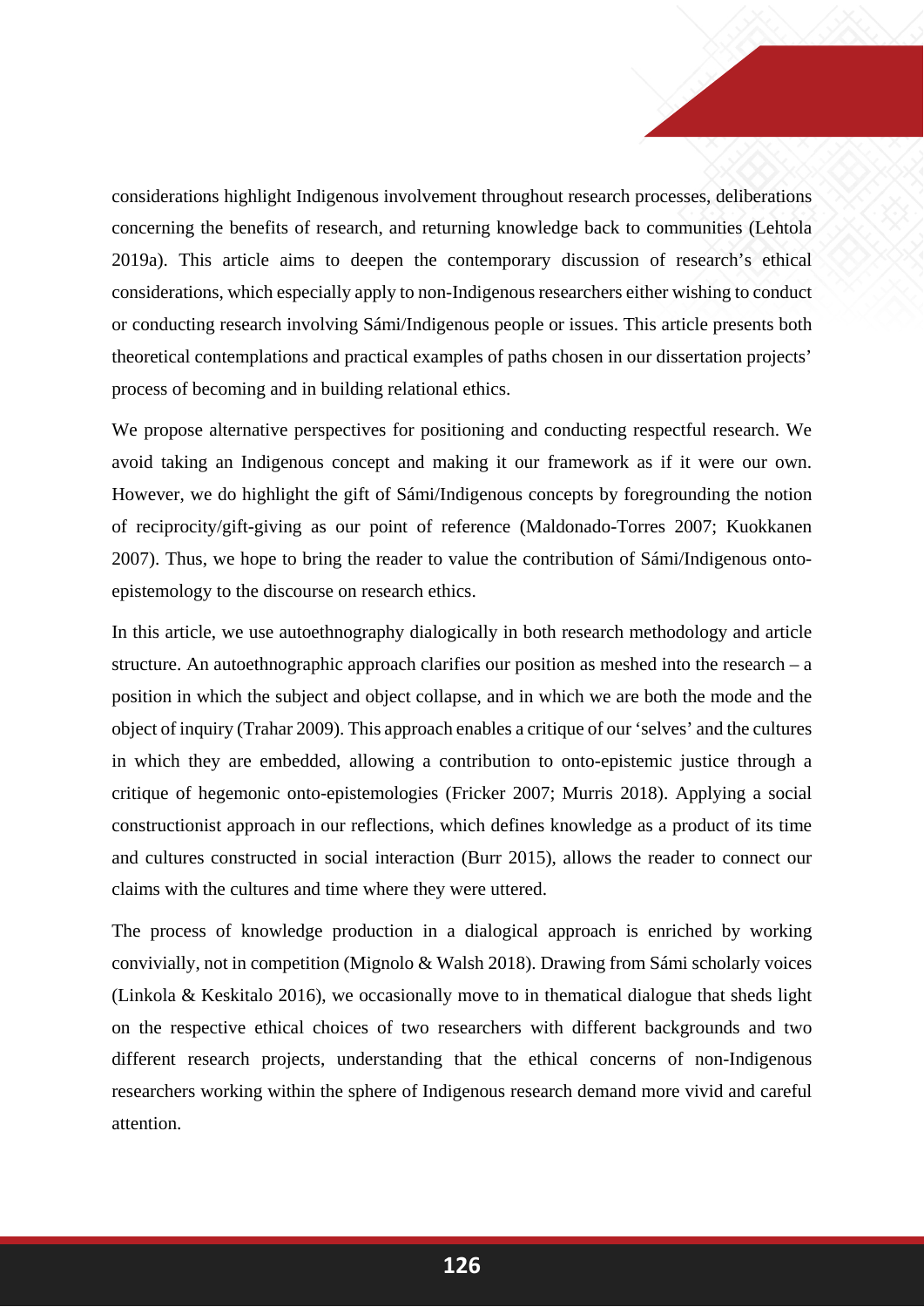considerations highlight Indigenous involvement throughout research processes, deliberations concerning the benefits of research, and returning knowledge back to communities (Lehtola 2019a). This article aims to deepen the contemporary discussion of research's ethical considerations, which especially apply to non-Indigenous researchers either wishing to conduct or conducting research involving Sámi/Indigenous people or issues. This article presents both theoretical contemplations and practical examples of paths chosen in our dissertation projects' process of becoming and in building relational ethics.

We propose alternative perspectives for positioning and conducting respectful research. We avoid taking an Indigenous concept and making it our framework as if it were our own. However, we do highlight the gift of Sámi/Indigenous concepts by foregrounding the notion of reciprocity/gift-giving as our point of reference (Maldonado-Torres 2007; Kuokkanen 2007). Thus, we hope to bring the reader to value the contribution of Sámi/Indigenous onto-epistemology to the discourse on research ethics.

In this article, we use autoethnography dialogically in both research methodology and article structure. An autoethnographic approach clarifies our position as meshed into the research – a position in which the subject and object collapse, and in which we are both the mode and the object of inquiry (Trahar 2009). This approach enables a critique of our 'selves' and the cultures in which they are embedded, allowing a contribution to onto-epistemic justice through a critique of hegemonic onto-epistemologies (Fricker 2007; Murris 2018). Applying a social constructionist approach in our reflections, which defines knowledge as a product of its time and cultures constructed in social interaction (Burr 2015), allows the reader to connect our claims with the cultures and time where they were uttered.

The process of knowledge production in a dialogical approach is enriched by working convivially, not in competition (Mignolo & Walsh 2018). Drawing from Sámi scholarly voices (Linkola & Keskitalo 2016), we occasionally move to in thematical dialogue that sheds light on the respective ethical choices of two researchers with different backgrounds and two different research projects, understanding that the ethical concerns of non-Indigenous researchers working within the sphere of Indigenous research demand more vivid and careful attention.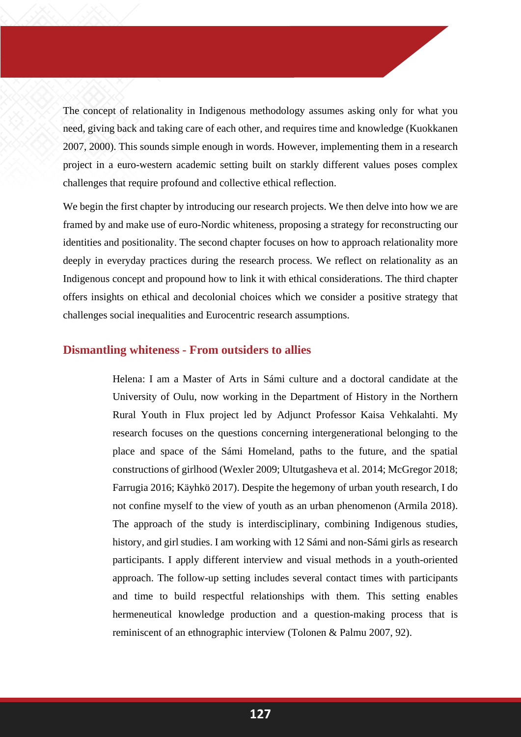The concept of relationality in Indigenous methodology assumes asking only for what you need, giving back and taking care of each other, and requires time and knowledge (Kuokkanen 2007, 2000). This sounds simple enough in words. However, implementing them in a research project in a euro-western academic setting built on starkly different values poses complex challenges that require profound and collective ethical reflection.

We begin the first chapter by introducing our research projects. We then delve into how we are framed by and make use of euro-Nordic whiteness, proposing a strategy for reconstructing our identities and positionality. The second chapter focuses on how to approach relationality more deeply in everyday practices during the research process. We reflect on relationality as an Indigenous concept and propound how to link it with ethical considerations. The third chapter offers insights on ethical and decolonial choices which we consider a positive strategy that challenges social inequalities and Eurocentric research assumptions.

## Dismantling whiteness - From outsiders to allies

> Helena: I am a Master of Arts in Sámi culture and a doctoral candidate at the University of Oulu, now working in the Department of History in the Northern Rural Youth in Flux project led by Adjunct Professor Kaisa Vehkalahti. My research focuses on the questions concerning intergenerational belonging to the place and space of the Sámi Homeland, paths to the future, and the spatial constructions of girlhood (Wexler 2009; Ultutgasheva et al. 2014; McGregor 2018; Farrugia 2016; Käyhkö 2017). Despite the hegemony of urban youth research, I do not confine myself to the view of youth as an urban phenomenon (Armila 2018). The approach of the study is interdisciplinary, combining Indigenous studies, history, and girl studies. I am working with 12 Sámi and non-Sámi girls as research participants. I apply different interview and visual methods in a youth-oriented approach. The follow-up setting includes several contact times with participants and time to build respectful relationships with them. This setting enables hermeneutical knowledge production and a question-making process that is reminiscent of an ethnographic interview (Tolonen & Palmu 2007, 92).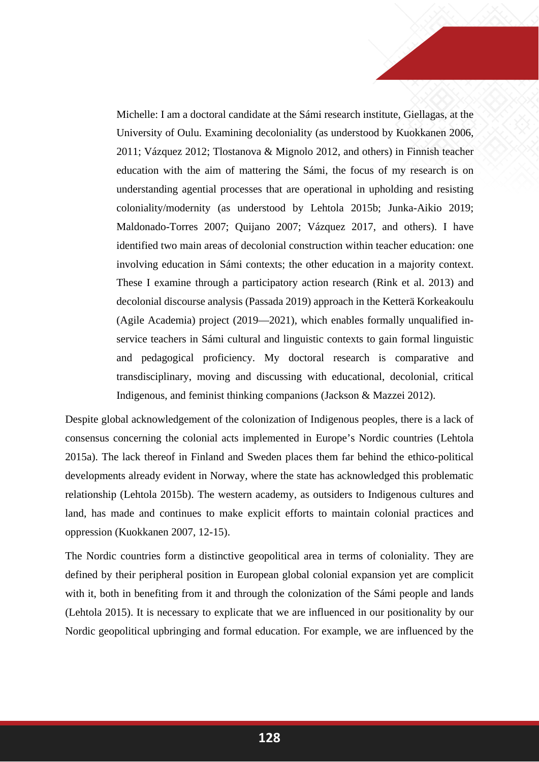> Michelle: I am a doctoral candidate at the Sámi research institute, Giellagas, at the University of Oulu. Examining decoloniality (as understood by Kuokkanen 2006, 2011; Vázquez 2012; Tlostanova & Mignolo 2012, and others) in Finnish teacher education with the aim of mattering the Sámi, the focus of my research is on understanding agential processes that are operational in upholding and resisting coloniality/modernity (as understood by Lehtola 2015b; Junka-Aikio 2019; Maldonado-Torres 2007; Quijano 2007; Vázquez 2017, and others). I have identified two main areas of decolonial construction within teacher education: one involving education in Sámi contexts; the other education in a majority context. These I examine through a participatory action research (Rink et al. 2013) and decolonial discourse analysis (Passada 2019) approach in the Ketterä Korkeakoulu (Agile Academia) project (2019—2021), which enables formally unqualified in-service teachers in Sámi cultural and linguistic contexts to gain formal linguistic and pedagogical proficiency. My doctoral research is comparative and transdisciplinary, moving and discussing with educational, decolonial, critical Indigenous, and feminist thinking companions (Jackson & Mazzei 2012).

Despite global acknowledgement of the colonization of Indigenous peoples, there is a lack of consensus concerning the colonial acts implemented in Europe's Nordic countries (Lehtola 2015a). The lack thereof in Finland and Sweden places them far behind the ethico-political developments already evident in Norway, where the state has acknowledged this problematic relationship (Lehtola 2015b). The western academy, as outsiders to Indigenous cultures and land, has made and continues to make explicit efforts to maintain colonial practices and oppression (Kuokkanen 2007, 12-15).

The Nordic countries form a distinctive geopolitical area in terms of coloniality. They are defined by their peripheral position in European global colonial expansion yet are complicit with it, both in benefiting from it and through the colonization of the Sámi people and lands (Lehtola 2015). It is necessary to explicate that we are influenced in our positionality by our Nordic geopolitical upbringing and formal education. For example, we are influenced by the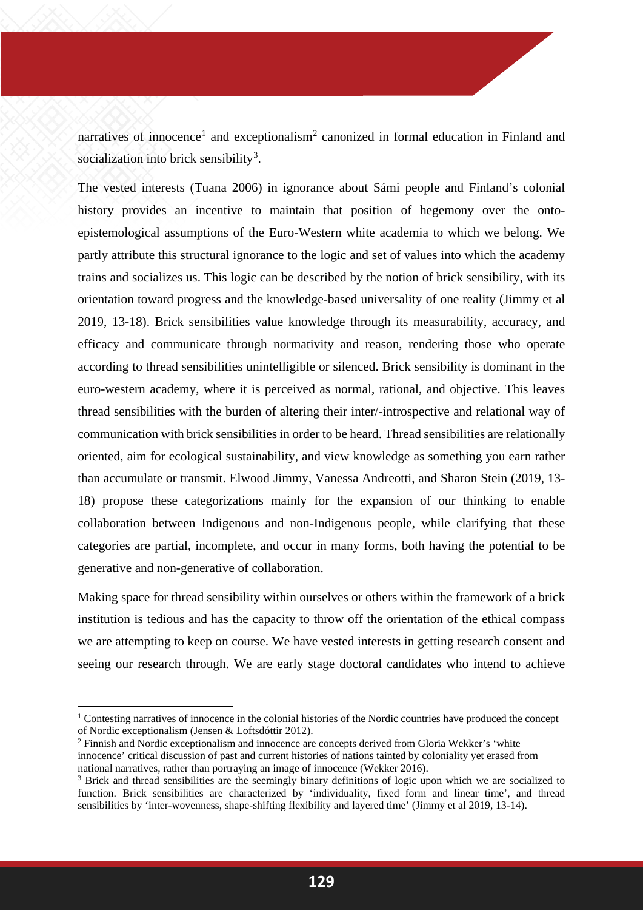narratives of innocence[1] and exceptionalism[2] canonized in formal education in Finland and socialization into brick sensibility[3].

The vested interests (Tuana 2006) in ignorance about Sámi people and Finland's colonial history provides an incentive to maintain that position of hegemony over the onto-epistemological assumptions of the Euro-Western white academia to which we belong. We partly attribute this structural ignorance to the logic and set of values into which the academy trains and socializes us. This logic can be described by the notion of brick sensibility, with its orientation toward progress and the knowledge-based universality of one reality (Jimmy et al 2019, 13-18). Brick sensibilities value knowledge through its measurability, accuracy, and efficacy and communicate through normativity and reason, rendering those who operate according to thread sensibilities unintelligible or silenced. Brick sensibility is dominant in the euro-western academy, where it is perceived as normal, rational, and objective. This leaves thread sensibilities with the burden of altering their inter/-introspective and relational way of communication with brick sensibilities in order to be heard. Thread sensibilities are relationally oriented, aim for ecological sustainability, and view knowledge as something you earn rather than accumulate or transmit. Elwood Jimmy, Vanessa Andreotti, and Sharon Stein (2019, 13-18) propose these categorizations mainly for the expansion of our thinking to enable collaboration between Indigenous and non-Indigenous people, while clarifying that these categories are partial, incomplete, and occur in many forms, both having the potential to be generative and non-generative of collaboration.

Making space for thread sensibility within ourselves or others within the framework of a brick institution is tedious and has the capacity to throw off the orientation of the ethical compass we are attempting to keep on course. We have vested interests in getting research consent and seeing our research through. We are early stage doctoral candidates who intend to achieve

---

[1] Contesting narratives of innocence in the colonial histories of the Nordic countries have produced the concept of Nordic exceptionalism (Jensen & Loftsdóttir 2012).

[2] Finnish and Nordic exceptionalism and innocence are concepts derived from Gloria Wekker's 'white innocence' critical discussion of past and current histories of nations tainted by coloniality yet erased from national narratives, rather than portraying an image of innocence (Wekker 2016).

[3] Brick and thread sensibilities are the seemingly binary definitions of logic upon which we are socialized to function. Brick sensibilities are characterized by 'individuality, fixed form and linear time', and thread sensibilities by 'inter-wovenness, shape-shifting flexibility and layered time' (Jimmy et al 2019, 13-14).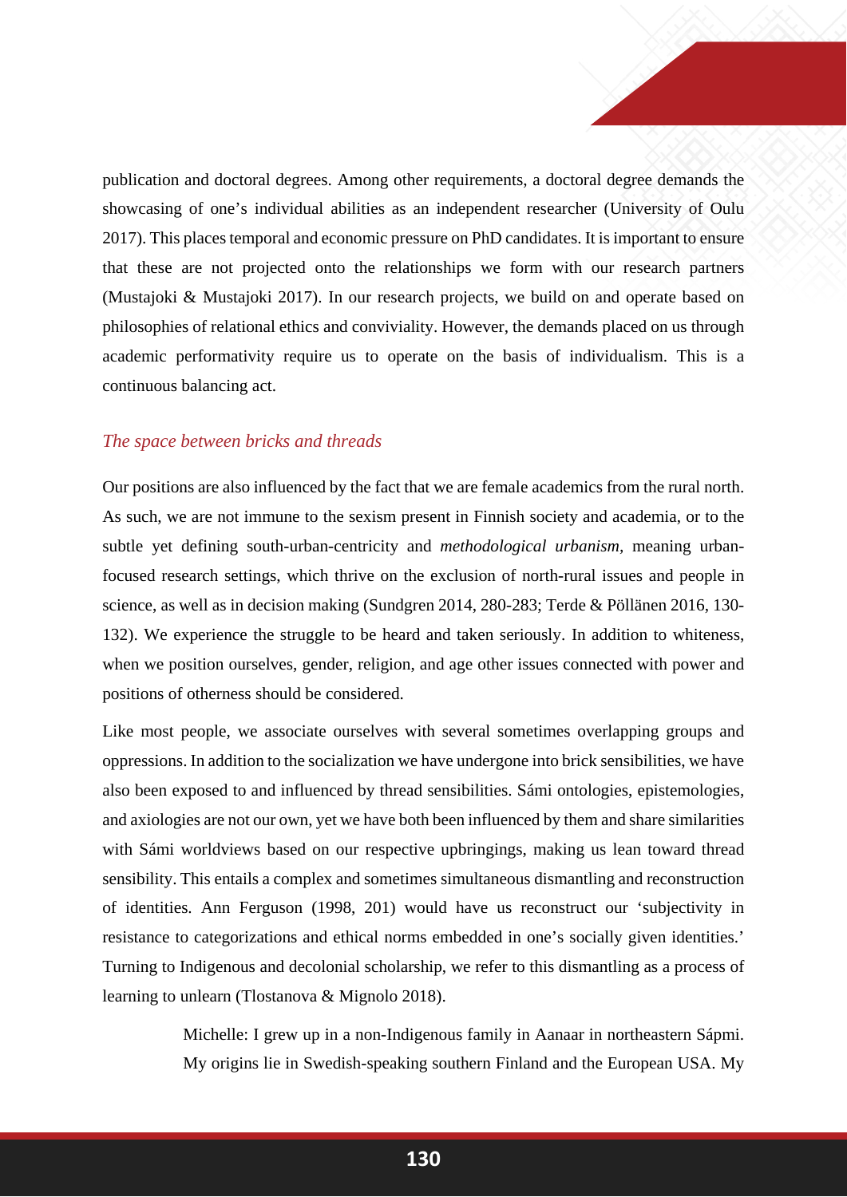publication and doctoral degrees. Among other requirements, a doctoral degree demands the showcasing of one's individual abilities as an independent researcher (University of Oulu 2017). This places temporal and economic pressure on PhD candidates. It is important to ensure that these are not projected onto the relationships we form with our research partners (Mustajoki & Mustajoki 2017). In our research projects, we build on and operate based on philosophies of relational ethics and conviviality. However, the demands placed on us through academic performativity require us to operate on the basis of individualism. This is a continuous balancing act.

### *The space between bricks and threads*

Our positions are also influenced by the fact that we are female academics from the rural north. As such, we are not immune to the sexism present in Finnish society and academia, or to the subtle yet defining south-urban-centricity and *methodological urbanism*, meaning urban-focused research settings, which thrive on the exclusion of north-rural issues and people in science, as well as in decision making (Sundgren 2014, 280-283; Terde & Pöllänen 2016, 130-132). We experience the struggle to be heard and taken seriously. In addition to whiteness, when we position ourselves, gender, religion, and age other issues connected with power and positions of otherness should be considered.

Like most people, we associate ourselves with several sometimes overlapping groups and oppressions. In addition to the socialization we have undergone into brick sensibilities, we have also been exposed to and influenced by thread sensibilities. Sámi ontologies, epistemologies, and axiologies are not our own, yet we have both been influenced by them and share similarities with Sámi worldviews based on our respective upbringings, making us lean toward thread sensibility. This entails a complex and sometimes simultaneous dismantling and reconstruction of identities. Ann Ferguson (1998, 201) would have us reconstruct our 'subjectivity in resistance to categorizations and ethical norms embedded in one's socially given identities.' Turning to Indigenous and decolonial scholarship, we refer to this dismantling as a process of learning to unlearn (Tlostanova & Mignolo 2018).

> Michelle: I grew up in a non-Indigenous family in Aanaar in northeastern Sápmi. My origins lie in Swedish-speaking southern Finland and the European USA. My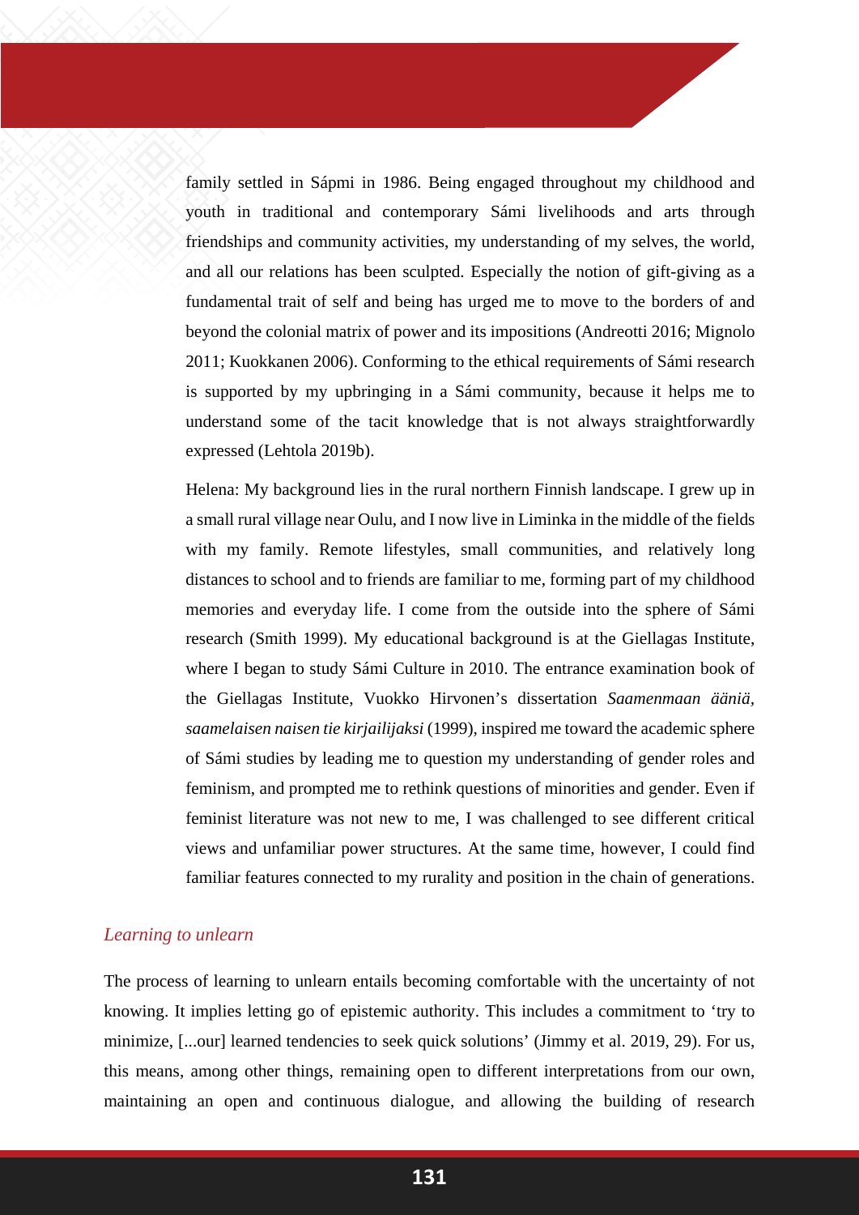family settled in Sápmi in 1986. Being engaged throughout my childhood and youth in traditional and contemporary Sámi livelihoods and arts through friendships and community activities, my understanding of my selves, the world, and all our relations has been sculpted. Especially the notion of gift-giving as a fundamental trait of self and being has urged me to move to the borders of and beyond the colonial matrix of power and its impositions (Andreotti 2016; Mignolo 2011; Kuokkanen 2006). Conforming to the ethical requirements of Sámi research is supported by my upbringing in a Sámi community, because it helps me to understand some of the tacit knowledge that is not always straightforwardly expressed (Lehtola 2019b).

Helena: My background lies in the rural northern Finnish landscape. I grew up in a small rural village near Oulu, and I now live in Liminka in the middle of the fields with my family. Remote lifestyles, small communities, and relatively long distances to school and to friends are familiar to me, forming part of my childhood memories and everyday life. I come from the outside into the sphere of Sámi research (Smith 1999). My educational background is at the Giellagas Institute, where I began to study Sámi Culture in 2010. The entrance examination book of the Giellagas Institute, Vuokko Hirvonen's dissertation *Saamenmaan ääniä, saamelaisen naisen tie kirjailijaksi* (1999), inspired me toward the academic sphere of Sámi studies by leading me to question my understanding of gender roles and feminism, and prompted me to rethink questions of minorities and gender. Even if feminist literature was not new to me, I was challenged to see different critical views and unfamiliar power structures. At the same time, however, I could find familiar features connected to my rurality and position in the chain of generations.

### *Learning to unlearn*

The process of learning to unlearn entails becoming comfortable with the uncertainty of not knowing. It implies letting go of epistemic authority. This includes a commitment to 'try to minimize, [...our] learned tendencies to seek quick solutions' (Jimmy et al. 2019, 29). For us, this means, among other things, remaining open to different interpretations from our own, maintaining an open and continuous dialogue, and allowing the building of research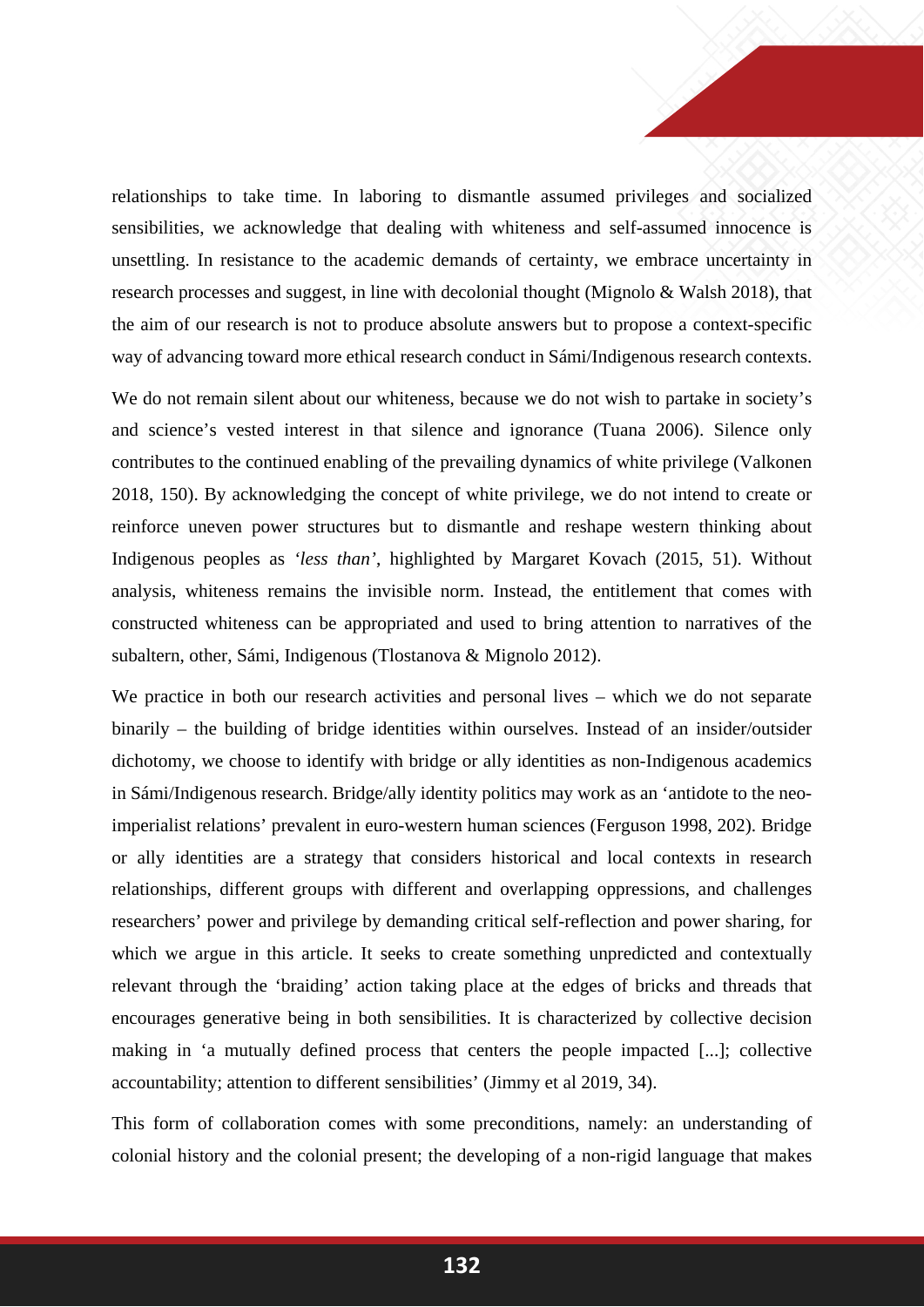relationships to take time. In laboring to dismantle assumed privileges and socialized sensibilities, we acknowledge that dealing with whiteness and self-assumed innocence is unsettling. In resistance to the academic demands of certainty, we embrace uncertainty in research processes and suggest, in line with decolonial thought (Mignolo & Walsh 2018), that the aim of our research is not to produce absolute answers but to propose a context-specific way of advancing toward more ethical research conduct in Sámi/Indigenous research contexts.

We do not remain silent about our whiteness, because we do not wish to partake in society's and science's vested interest in that silence and ignorance (Tuana 2006). Silence only contributes to the continued enabling of the prevailing dynamics of white privilege (Valkonen 2018, 150). By acknowledging the concept of white privilege, we do not intend to create or reinforce uneven power structures but to dismantle and reshape western thinking about Indigenous peoples as *'less than'*, highlighted by Margaret Kovach (2015, 51). Without analysis, whiteness remains the invisible norm. Instead, the entitlement that comes with constructed whiteness can be appropriated and used to bring attention to narratives of the subaltern, other, Sámi, Indigenous (Tlostanova & Mignolo 2012).

We practice in both our research activities and personal lives – which we do not separate binarily – the building of bridge identities within ourselves. Instead of an insider/outsider dichotomy, we choose to identify with bridge or ally identities as non-Indigenous academics in Sámi/Indigenous research. Bridge/ally identity politics may work as an 'antidote to the neo-imperialist relations' prevalent in euro-western human sciences (Ferguson 1998, 202). Bridge or ally identities are a strategy that considers historical and local contexts in research relationships, different groups with different and overlapping oppressions, and challenges researchers' power and privilege by demanding critical self-reflection and power sharing, for which we argue in this article. It seeks to create something unpredicted and contextually relevant through the 'braiding' action taking place at the edges of bricks and threads that encourages generative being in both sensibilities. It is characterized by collective decision making in 'a mutually defined process that centers the people impacted [...]; collective accountability; attention to different sensibilities' (Jimmy et al 2019, 34).

This form of collaboration comes with some preconditions, namely: an understanding of colonial history and the colonial present; the developing of a non-rigid language that makes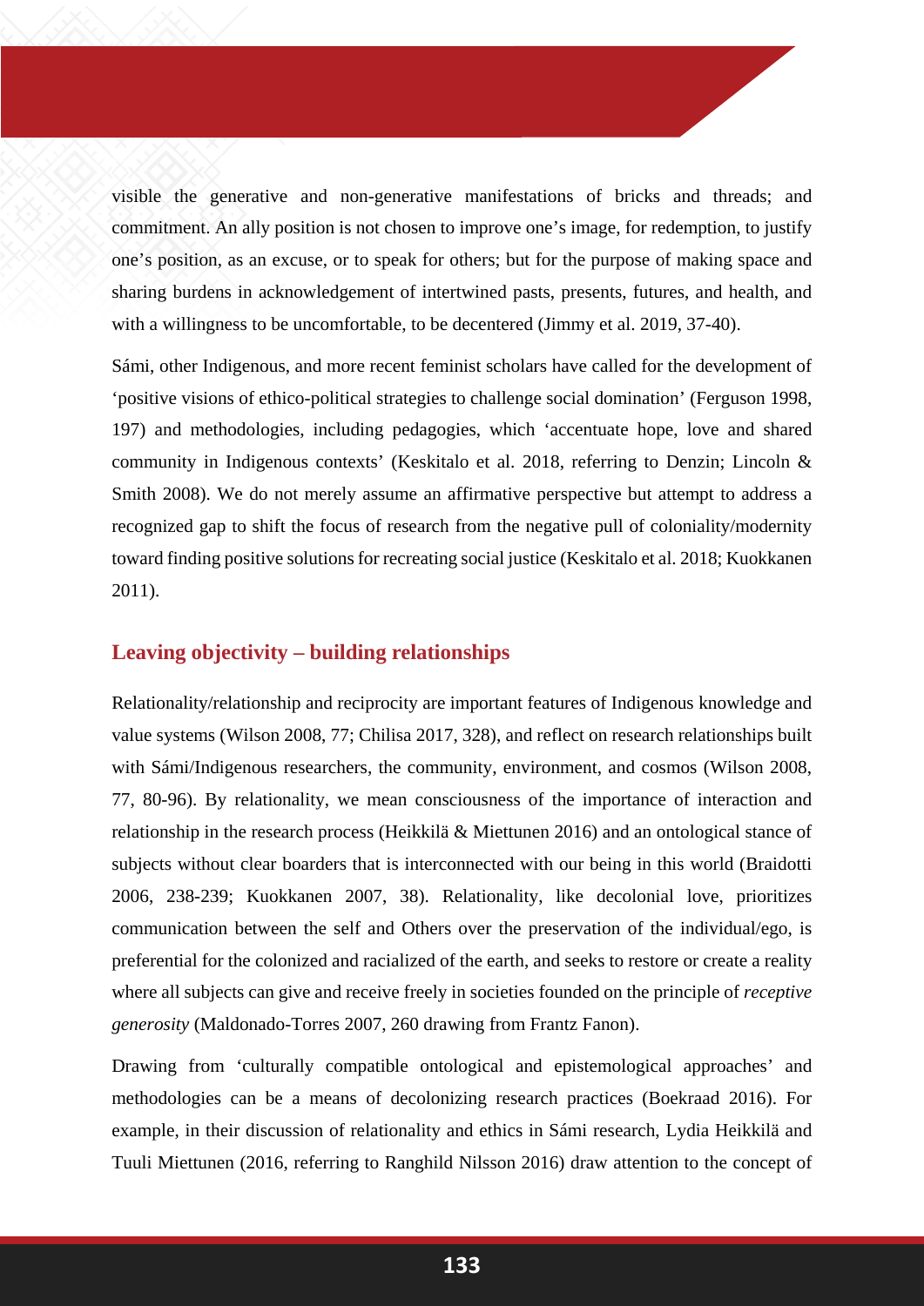visible the generative and non-generative manifestations of bricks and threads; and commitment. An ally position is not chosen to improve one's image, for redemption, to justify one's position, as an excuse, or to speak for others; but for the purpose of making space and sharing burdens in acknowledgement of intertwined pasts, presents, futures, and health, and with a willingness to be uncomfortable, to be decentered (Jimmy et al. 2019, 37-40).

Sámi, other Indigenous, and more recent feminist scholars have called for the development of 'positive visions of ethico-political strategies to challenge social domination' (Ferguson 1998, 197) and methodologies, including pedagogies, which 'accentuate hope, love and shared community in Indigenous contexts' (Keskitalo et al. 2018, referring to Denzin; Lincoln & Smith 2008). We do not merely assume an affirmative perspective but attempt to address a recognized gap to shift the focus of research from the negative pull of coloniality/modernity toward finding positive solutions for recreating social justice (Keskitalo et al. 2018; Kuokkanen 2011).

## Leaving objectivity – building relationships

Relationality/relationship and reciprocity are important features of Indigenous knowledge and value systems (Wilson 2008, 77; Chilisa 2017, 328), and reflect on research relationships built with Sámi/Indigenous researchers, the community, environment, and cosmos (Wilson 2008, 77, 80-96). By relationality, we mean consciousness of the importance of interaction and relationship in the research process (Heikkilä & Miettunen 2016) and an ontological stance of subjects without clear boarders that is interconnected with our being in this world (Braidotti 2006, 238-239; Kuokkanen 2007, 38). Relationality, like decolonial love, prioritizes communication between the self and Others over the preservation of the individual/ego, is preferential for the colonized and racialized of the earth, and seeks to restore or create a reality where all subjects can give and receive freely in societies founded on the principle of *receptive generosity* (Maldonado-Torres 2007, 260 drawing from Frantz Fanon).

Drawing from 'culturally compatible ontological and epistemological approaches' and methodologies can be a means of decolonizing research practices (Boekraad 2016). For example, in their discussion of relationality and ethics in Sámi research, Lydia Heikkilä and Tuuli Miettunen (2016, referring to Ranghild Nilsson 2016) draw attention to the concept of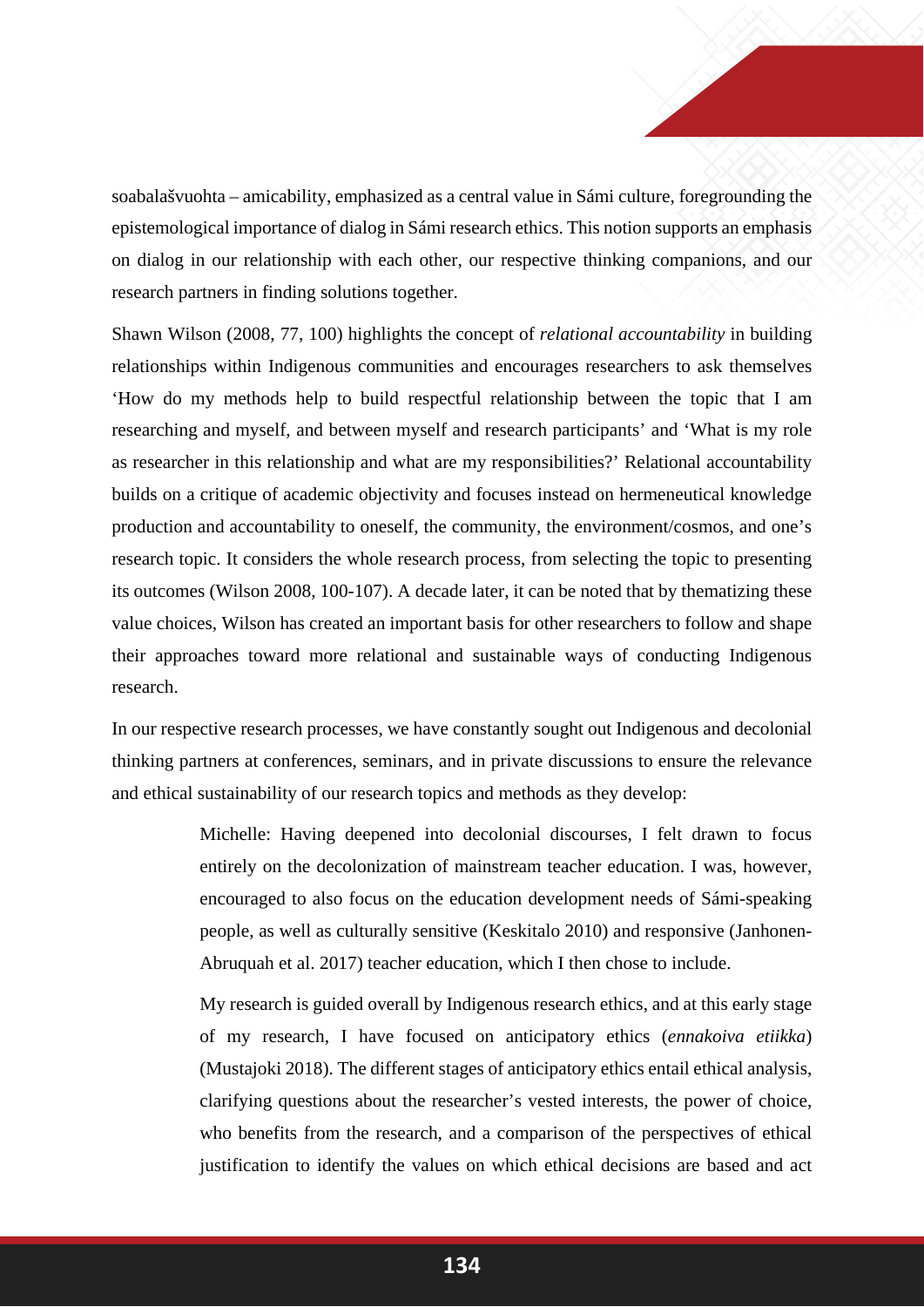soabalašvuohta – amicability, emphasized as a central value in Sámi culture, foregrounding the epistemological importance of dialog in Sámi research ethics. This notion supports an emphasis on dialog in our relationship with each other, our respective thinking companions, and our research partners in finding solutions together.

Shawn Wilson (2008, 77, 100) highlights the concept of *relational accountability* in building relationships within Indigenous communities and encourages researchers to ask themselves 'How do my methods help to build respectful relationship between the topic that I am researching and myself, and between myself and research participants' and 'What is my role as researcher in this relationship and what are my responsibilities?' Relational accountability builds on a critique of academic objectivity and focuses instead on hermeneutical knowledge production and accountability to oneself, the community, the environment/cosmos, and one's research topic. It considers the whole research process, from selecting the topic to presenting its outcomes (Wilson 2008, 100-107). A decade later, it can be noted that by thematizing these value choices, Wilson has created an important basis for other researchers to follow and shape their approaches toward more relational and sustainable ways of conducting Indigenous research.

In our respective research processes, we have constantly sought out Indigenous and decolonial thinking partners at conferences, seminars, and in private discussions to ensure the relevance and ethical sustainability of our research topics and methods as they develop:

> Michelle: Having deepened into decolonial discourses, I felt drawn to focus entirely on the decolonization of mainstream teacher education. I was, however, encouraged to also focus on the education development needs of Sámi-speaking people, as well as culturally sensitive (Keskitalo 2010) and responsive (Janhonen-Abruquah et al. 2017) teacher education, which I then chose to include.
>
> My research is guided overall by Indigenous research ethics, and at this early stage of my research, I have focused on anticipatory ethics (*ennakoiva etiikka*) (Mustajoki 2018). The different stages of anticipatory ethics entail ethical analysis, clarifying questions about the researcher's vested interests, the power of choice, who benefits from the research, and a comparison of the perspectives of ethical justification to identify the values on which ethical decisions are based and act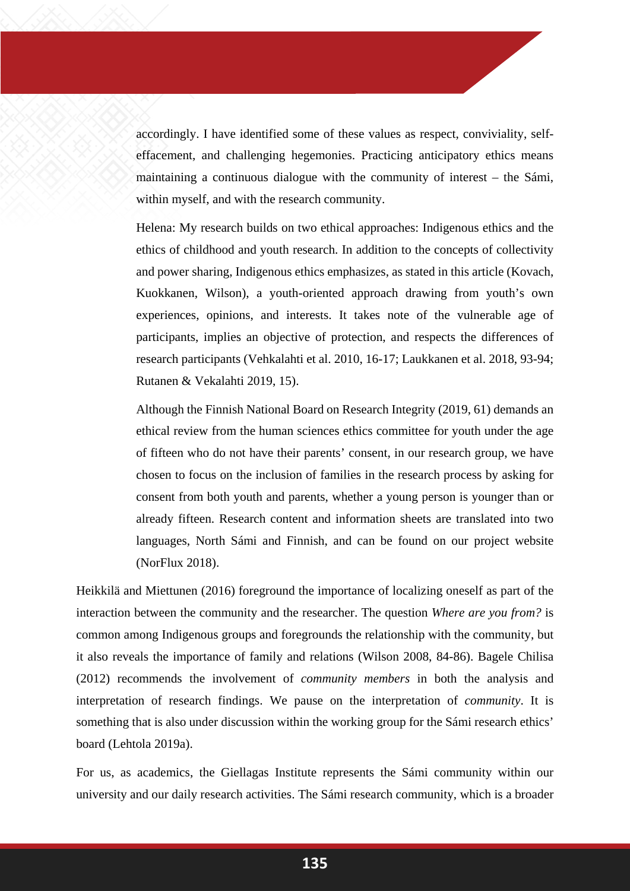accordingly. I have identified some of these values as respect, conviviality, self-effacement, and challenging hegemonies. Practicing anticipatory ethics means maintaining a continuous dialogue with the community of interest – the Sámi, within myself, and with the research community.

Helena: My research builds on two ethical approaches: Indigenous ethics and the ethics of childhood and youth research. In addition to the concepts of collectivity and power sharing, Indigenous ethics emphasizes, as stated in this article (Kovach, Kuokkanen, Wilson), a youth-oriented approach drawing from youth's own experiences, opinions, and interests. It takes note of the vulnerable age of participants, implies an objective of protection, and respects the differences of research participants (Vehkalahti et al. 2010, 16-17; Laukkanen et al. 2018, 93-94; Rutanen & Vekalahti 2019, 15).

Although the Finnish National Board on Research Integrity (2019, 61) demands an ethical review from the human sciences ethics committee for youth under the age of fifteen who do not have their parents' consent, in our research group, we have chosen to focus on the inclusion of families in the research process by asking for consent from both youth and parents, whether a young person is younger than or already fifteen. Research content and information sheets are translated into two languages, North Sámi and Finnish, and can be found on our project website (NorFlux 2018).

Heikkilä and Miettunen (2016) foreground the importance of localizing oneself as part of the interaction between the community and the researcher. The question *Where are you from?* is common among Indigenous groups and foregrounds the relationship with the community, but it also reveals the importance of family and relations (Wilson 2008, 84-86). Bagele Chilisa (2012) recommends the involvement of *community members* in both the analysis and interpretation of research findings. We pause on the interpretation of *community*. It is something that is also under discussion within the working group for the Sámi research ethics' board (Lehtola 2019a).

For us, as academics, the Giellagas Institute represents the Sámi community within our university and our daily research activities. The Sámi research community, which is a broader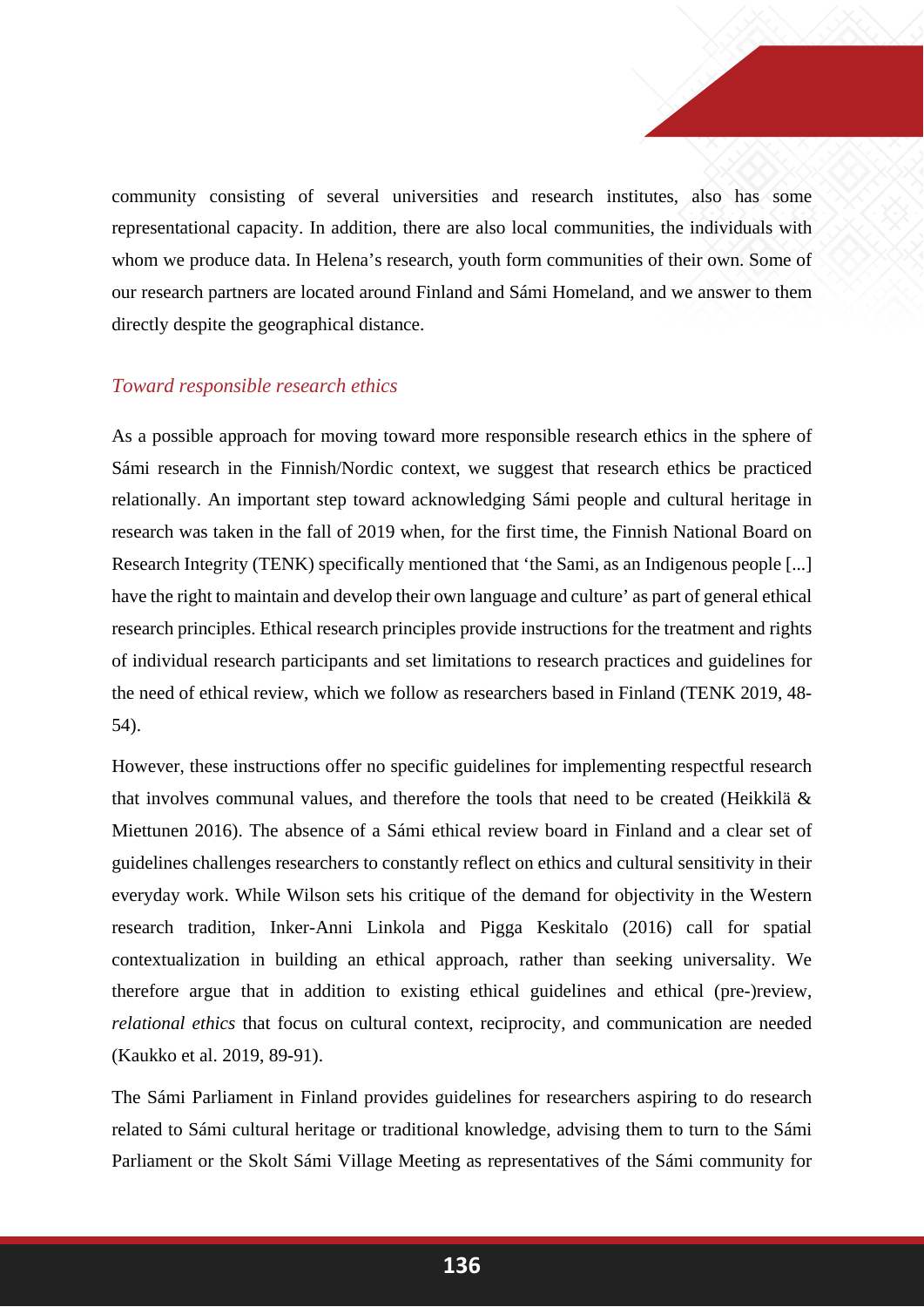community consisting of several universities and research institutes, also has some representational capacity. In addition, there are also local communities, the individuals with whom we produce data. In Helena's research, youth form communities of their own. Some of our research partners are located around Finland and Sámi Homeland, and we answer to them directly despite the geographical distance.

### *Toward responsible research ethics*

As a possible approach for moving toward more responsible research ethics in the sphere of Sámi research in the Finnish/Nordic context, we suggest that research ethics be practiced relationally. An important step toward acknowledging Sámi people and cultural heritage in research was taken in the fall of 2019 when, for the first time, the Finnish National Board on Research Integrity (TENK) specifically mentioned that 'the Sami, as an Indigenous people [...] have the right to maintain and develop their own language and culture' as part of general ethical research principles. Ethical research principles provide instructions for the treatment and rights of individual research participants and set limitations to research practices and guidelines for the need of ethical review, which we follow as researchers based in Finland (TENK 2019, 48-54).

However, these instructions offer no specific guidelines for implementing respectful research that involves communal values, and therefore the tools that need to be created (Heikkilä & Miettunen 2016). The absence of a Sámi ethical review board in Finland and a clear set of guidelines challenges researchers to constantly reflect on ethics and cultural sensitivity in their everyday work. While Wilson sets his critique of the demand for objectivity in the Western research tradition, Inker-Anni Linkola and Pigga Keskitalo (2016) call for spatial contextualization in building an ethical approach, rather than seeking universality. We therefore argue that in addition to existing ethical guidelines and ethical (pre-)review, *relational ethics* that focus on cultural context, reciprocity, and communication are needed (Kaukko et al. 2019, 89-91).

The Sámi Parliament in Finland provides guidelines for researchers aspiring to do research related to Sámi cultural heritage or traditional knowledge, advising them to turn to the Sámi Parliament or the Skolt Sámi Village Meeting as representatives of the Sámi community for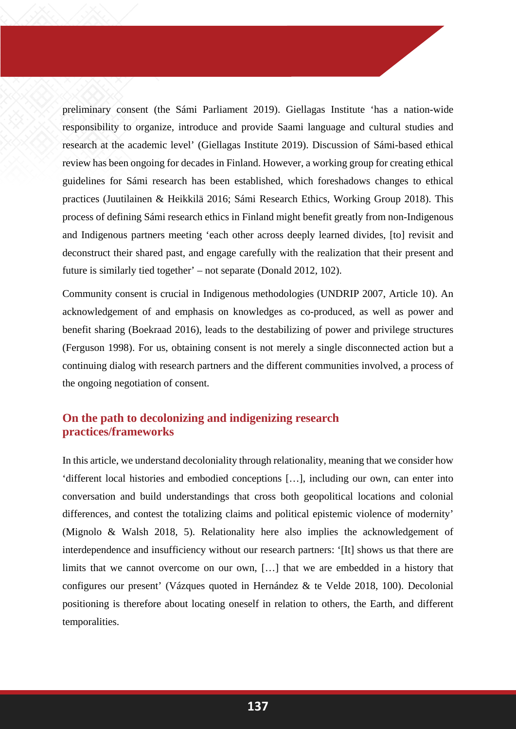preliminary consent (the Sámi Parliament 2019). Giellagas Institute 'has a nation-wide responsibility to organize, introduce and provide Saami language and cultural studies and research at the academic level' (Giellagas Institute 2019). Discussion of Sámi-based ethical review has been ongoing for decades in Finland. However, a working group for creating ethical guidelines for Sámi research has been established, which foreshadows changes to ethical practices (Juutilainen & Heikkilä 2016; Sámi Research Ethics, Working Group 2018). This process of defining Sámi research ethics in Finland might benefit greatly from non-Indigenous and Indigenous partners meeting 'each other across deeply learned divides, [to] revisit and deconstruct their shared past, and engage carefully with the realization that their present and future is similarly tied together' – not separate (Donald 2012, 102).

Community consent is crucial in Indigenous methodologies (UNDRIP 2007, Article 10). An acknowledgement of and emphasis on knowledges as co-produced, as well as power and benefit sharing (Boekraad 2016), leads to the destabilizing of power and privilege structures (Ferguson 1998). For us, obtaining consent is not merely a single disconnected action but a continuing dialog with research partners and the different communities involved, a process of the ongoing negotiation of consent.

## On the path to decolonizing and indigenizing research practices/frameworks

In this article, we understand decoloniality through relationality, meaning that we consider how 'different local histories and embodied conceptions […], including our own, can enter into conversation and build understandings that cross both geopolitical locations and colonial differences, and contest the totalizing claims and political epistemic violence of modernity' (Mignolo & Walsh 2018, 5). Relationality here also implies the acknowledgement of interdependence and insufficiency without our research partners: '[It] shows us that there are limits that we cannot overcome on our own, […] that we are embedded in a history that configures our present' (Vázques quoted in Hernández & te Velde 2018, 100). Decolonial positioning is therefore about locating oneself in relation to others, the Earth, and different temporalities.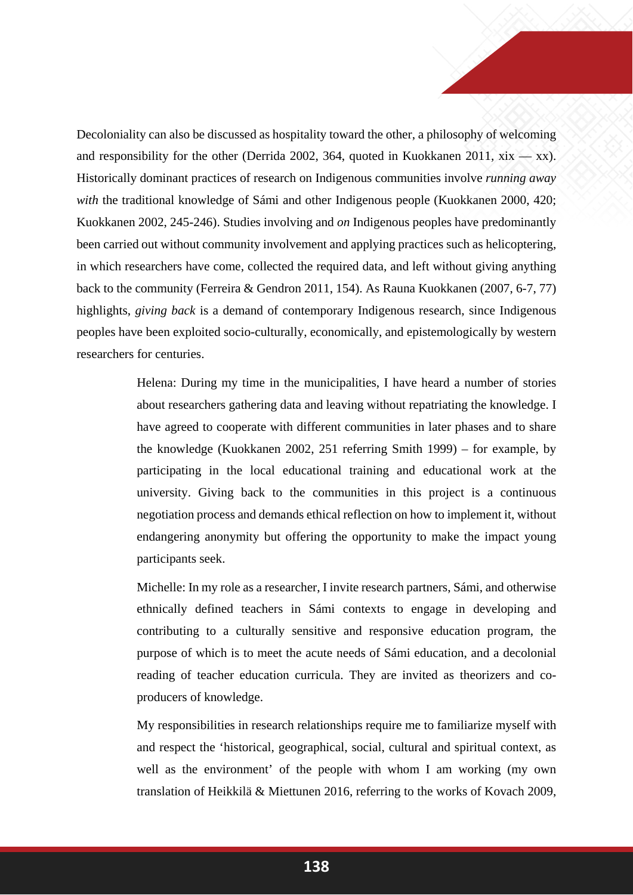Decoloniality can also be discussed as hospitality toward the other, a philosophy of welcoming and responsibility for the other (Derrida 2002, 364, quoted in Kuokkanen 2011, xix — xx). Historically dominant practices of research on Indigenous communities involve *running away with* the traditional knowledge of Sámi and other Indigenous people (Kuokkanen 2000, 420; Kuokkanen 2002, 245-246). Studies involving and *on* Indigenous peoples have predominantly been carried out without community involvement and applying practices such as helicoptering, in which researchers have come, collected the required data, and left without giving anything back to the community (Ferreira & Gendron 2011, 154). As Rauna Kuokkanen (2007, 6-7, 77) highlights, *giving back* is a demand of contemporary Indigenous research, since Indigenous peoples have been exploited socio-culturally, economically, and epistemologically by western researchers for centuries.

> Helena: During my time in the municipalities, I have heard a number of stories about researchers gathering data and leaving without repatriating the knowledge. I have agreed to cooperate with different communities in later phases and to share the knowledge (Kuokkanen 2002, 251 referring Smith 1999) – for example, by participating in the local educational training and educational work at the university. Giving back to the communities in this project is a continuous negotiation process and demands ethical reflection on how to implement it, without endangering anonymity but offering the opportunity to make the impact young participants seek.
>
> Michelle: In my role as a researcher, I invite research partners, Sámi, and otherwise ethnically defined teachers in Sámi contexts to engage in developing and contributing to a culturally sensitive and responsive education program, the purpose of which is to meet the acute needs of Sámi education, and a decolonial reading of teacher education curricula. They are invited as theorizers and co-producers of knowledge.
>
> My responsibilities in research relationships require me to familiarize myself with and respect the 'historical, geographical, social, cultural and spiritual context, as well as the environment' of the people with whom I am working (my own translation of Heikkilä & Miettunen 2016, referring to the works of Kovach 2009,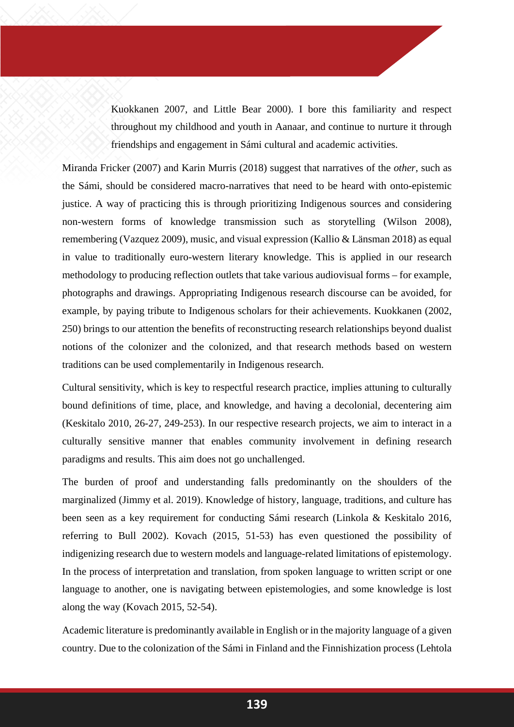Kuokkanen 2007, and Little Bear 2000). I bore this familiarity and respect throughout my childhood and youth in Aanaar, and continue to nurture it through friendships and engagement in Sámi cultural and academic activities.

Miranda Fricker (2007) and Karin Murris (2018) suggest that narratives of the *other*, such as the Sámi, should be considered macro-narratives that need to be heard with onto-epistemic justice. A way of practicing this is through prioritizing Indigenous sources and considering non-western forms of knowledge transmission such as storytelling (Wilson 2008), remembering (Vazquez 2009), music, and visual expression (Kallio & Länsman 2018) as equal in value to traditionally euro-western literary knowledge. This is applied in our research methodology to producing reflection outlets that take various audiovisual forms – for example, photographs and drawings. Appropriating Indigenous research discourse can be avoided, for example, by paying tribute to Indigenous scholars for their achievements. Kuokkanen (2002, 250) brings to our attention the benefits of reconstructing research relationships beyond dualist notions of the colonizer and the colonized, and that research methods based on western traditions can be used complementarily in Indigenous research.

Cultural sensitivity, which is key to respectful research practice, implies attuning to culturally bound definitions of time, place, and knowledge, and having a decolonial, decentering aim (Keskitalo 2010, 26-27, 249-253). In our respective research projects, we aim to interact in a culturally sensitive manner that enables community involvement in defining research paradigms and results. This aim does not go unchallenged.

The burden of proof and understanding falls predominantly on the shoulders of the marginalized (Jimmy et al. 2019). Knowledge of history, language, traditions, and culture has been seen as a key requirement for conducting Sámi research (Linkola & Keskitalo 2016, referring to Bull 2002). Kovach (2015, 51-53) has even questioned the possibility of indigenizing research due to western models and language-related limitations of epistemology. In the process of interpretation and translation, from spoken language to written script or one language to another, one is navigating between epistemologies, and some knowledge is lost along the way (Kovach 2015, 52-54).

Academic literature is predominantly available in English or in the majority language of a given country. Due to the colonization of the Sámi in Finland and the Finnishization process (Lehtola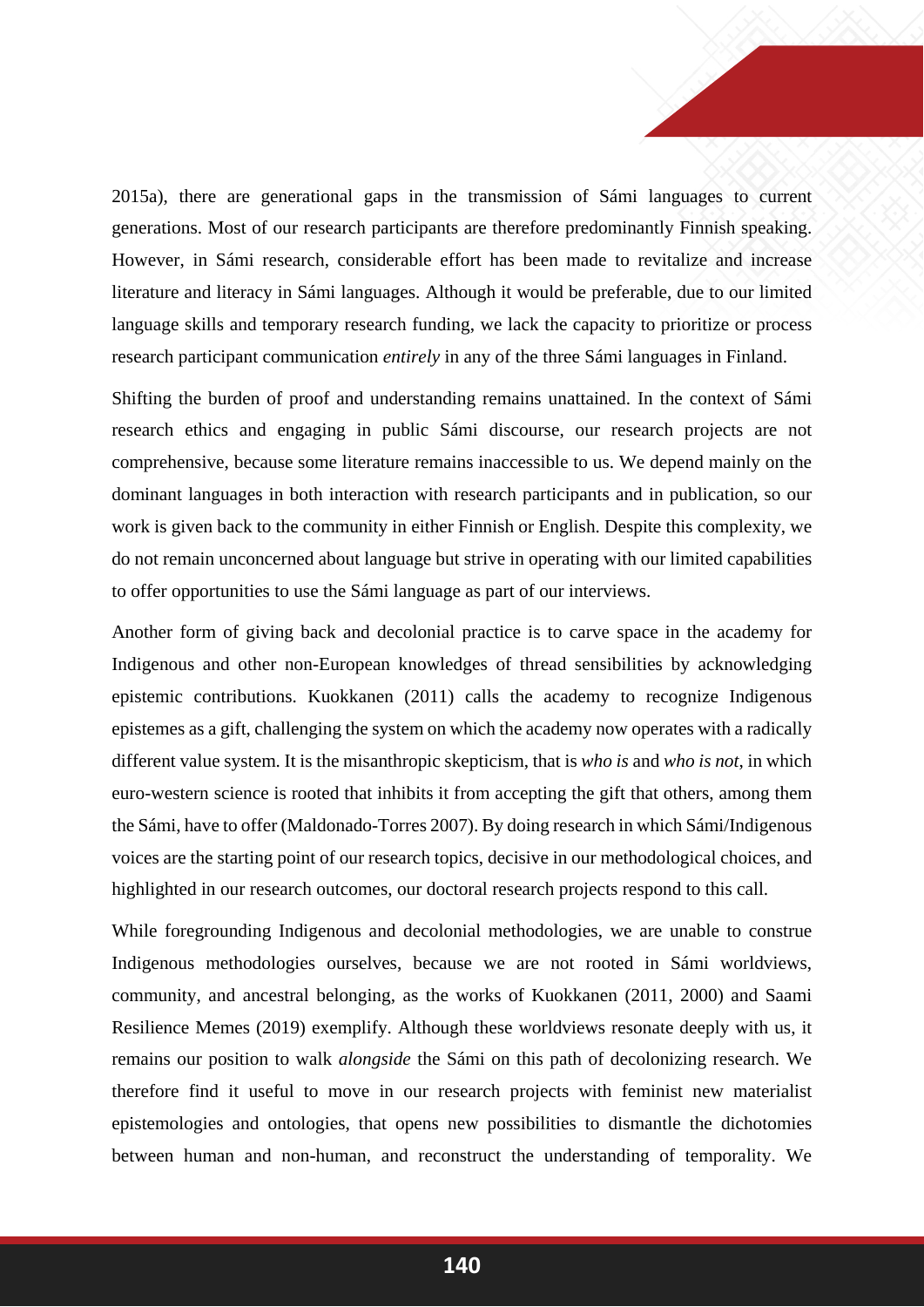2015a), there are generational gaps in the transmission of Sámi languages to current generations. Most of our research participants are therefore predominantly Finnish speaking. However, in Sámi research, considerable effort has been made to revitalize and increase literature and literacy in Sámi languages. Although it would be preferable, due to our limited language skills and temporary research funding, we lack the capacity to prioritize or process research participant communication *entirely* in any of the three Sámi languages in Finland.

Shifting the burden of proof and understanding remains unattained. In the context of Sámi research ethics and engaging in public Sámi discourse, our research projects are not comprehensive, because some literature remains inaccessible to us. We depend mainly on the dominant languages in both interaction with research participants and in publication, so our work is given back to the community in either Finnish or English. Despite this complexity, we do not remain unconcerned about language but strive in operating with our limited capabilities to offer opportunities to use the Sámi language as part of our interviews.

Another form of giving back and decolonial practice is to carve space in the academy for Indigenous and other non-European knowledges of thread sensibilities by acknowledging epistemic contributions. Kuokkanen (2011) calls the academy to recognize Indigenous epistemes as a gift, challenging the system on which the academy now operates with a radically different value system. It is the misanthropic skepticism, that is *who is* and *who is not*, in which euro-western science is rooted that inhibits it from accepting the gift that others, among them the Sámi, have to offer (Maldonado-Torres 2007). By doing research in which Sámi/Indigenous voices are the starting point of our research topics, decisive in our methodological choices, and highlighted in our research outcomes, our doctoral research projects respond to this call.

While foregrounding Indigenous and decolonial methodologies, we are unable to construe Indigenous methodologies ourselves, because we are not rooted in Sámi worldviews, community, and ancestral belonging, as the works of Kuokkanen (2011, 2000) and Saami Resilience Memes (2019) exemplify. Although these worldviews resonate deeply with us, it remains our position to walk *alongside* the Sámi on this path of decolonizing research. We therefore find it useful to move in our research projects with feminist new materialist epistemologies and ontologies, that opens new possibilities to dismantle the dichotomies between human and non-human, and reconstruct the understanding of temporality. We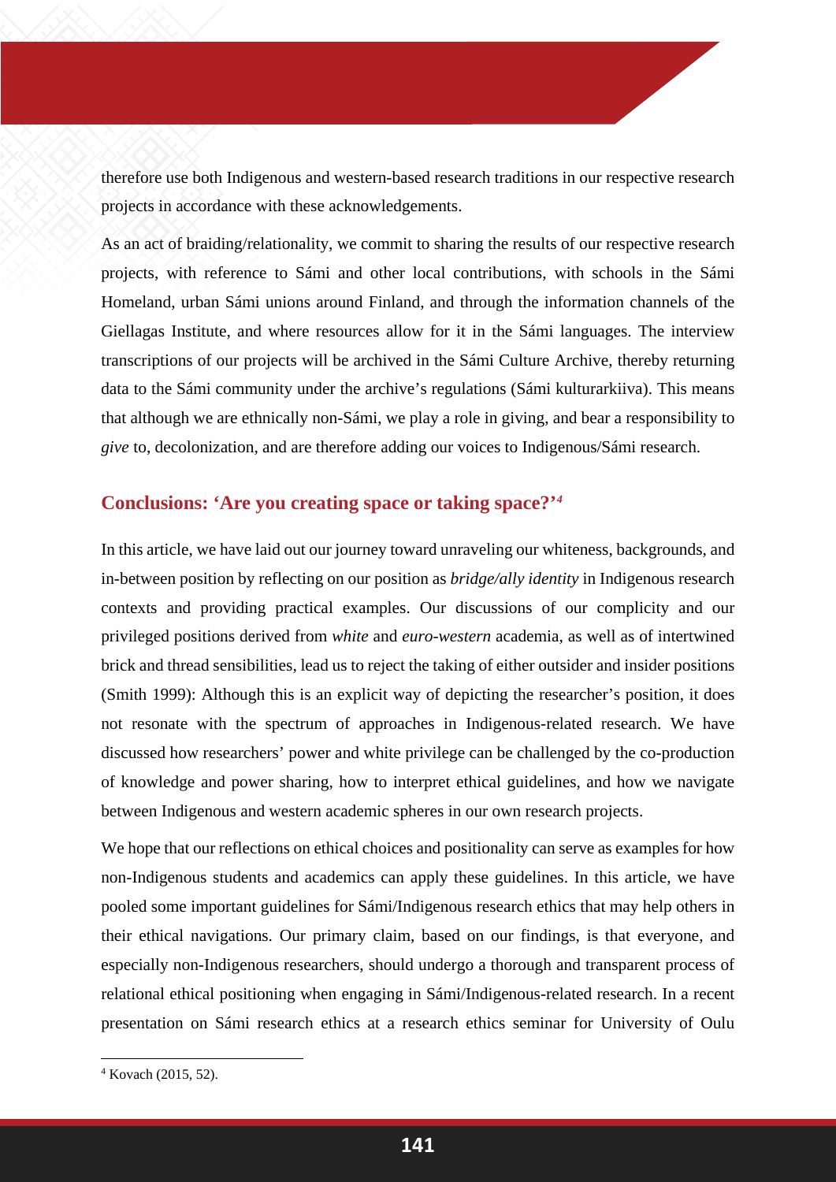therefore use both Indigenous and western-based research traditions in our respective research projects in accordance with these acknowledgements.

As an act of braiding/relationality, we commit to sharing the results of our respective research projects, with reference to Sámi and other local contributions, with schools in the Sámi Homeland, urban Sámi unions around Finland, and through the information channels of the Giellagas Institute, and where resources allow for it in the Sámi languages. The interview transcriptions of our projects will be archived in the Sámi Culture Archive, thereby returning data to the Sámi community under the archive's regulations (Sámi kulturarkiiva). This means that although we are ethnically non-Sámi, we play a role in giving, and bear a responsibility to *give* to, decolonization, and are therefore adding our voices to Indigenous/Sámi research.

## Conclusions: 'Are you creating space or taking space?'[4]

In this article, we have laid out our journey toward unraveling our whiteness, backgrounds, and in-between position by reflecting on our position as *bridge/ally identity* in Indigenous research contexts and providing practical examples. Our discussions of our complicity and our privileged positions derived from *white* and *euro-western* academia, as well as of intertwined brick and thread sensibilities, lead us to reject the taking of either outsider and insider positions (Smith 1999): Although this is an explicit way of depicting the researcher's position, it does not resonate with the spectrum of approaches in Indigenous-related research. We have discussed how researchers' power and white privilege can be challenged by the co-production of knowledge and power sharing, how to interpret ethical guidelines, and how we navigate between Indigenous and western academic spheres in our own research projects.

We hope that our reflections on ethical choices and positionality can serve as examples for how non-Indigenous students and academics can apply these guidelines. In this article, we have pooled some important guidelines for Sámi/Indigenous research ethics that may help others in their ethical navigations. Our primary claim, based on our findings, is that everyone, and especially non-Indigenous researchers, should undergo a thorough and transparent process of relational ethical positioning when engaging in Sámi/Indigenous-related research. In a recent presentation on Sámi research ethics at a research ethics seminar for University of Oulu

---

[4] Kovach (2015, 52).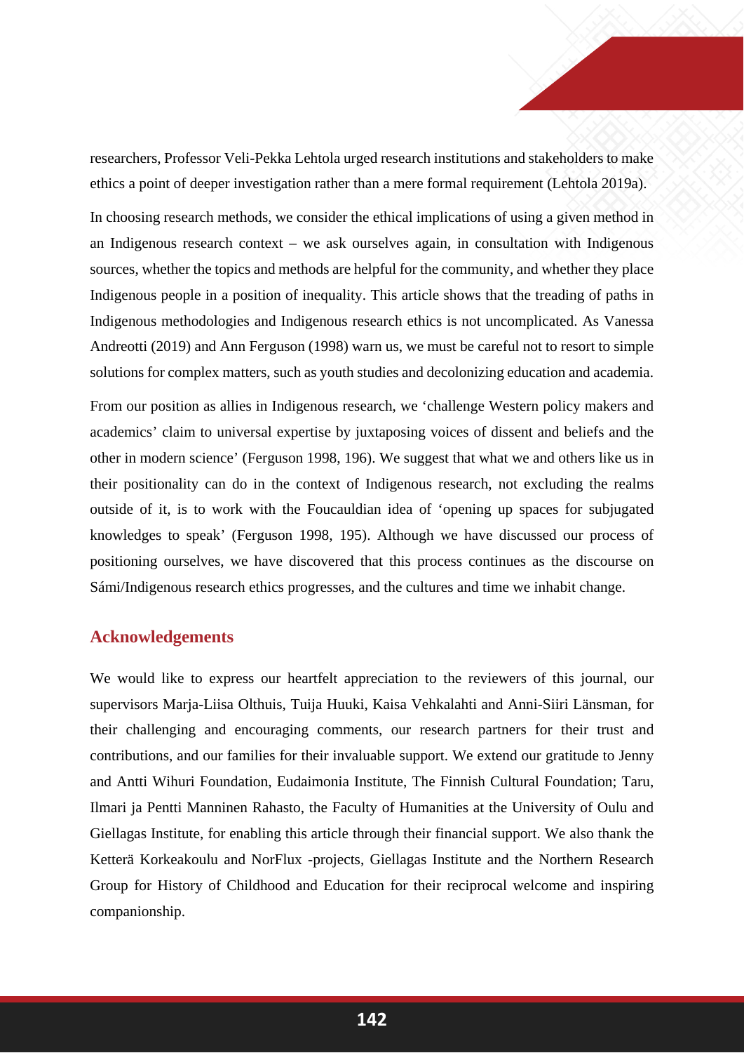researchers, Professor Veli-Pekka Lehtola urged research institutions and stakeholders to make ethics a point of deeper investigation rather than a mere formal requirement (Lehtola 2019a).

In choosing research methods, we consider the ethical implications of using a given method in an Indigenous research context – we ask ourselves again, in consultation with Indigenous sources, whether the topics and methods are helpful for the community, and whether they place Indigenous people in a position of inequality. This article shows that the treading of paths in Indigenous methodologies and Indigenous research ethics is not uncomplicated. As Vanessa Andreotti (2019) and Ann Ferguson (1998) warn us, we must be careful not to resort to simple solutions for complex matters, such as youth studies and decolonizing education and academia.

From our position as allies in Indigenous research, we 'challenge Western policy makers and academics' claim to universal expertise by juxtaposing voices of dissent and beliefs and the other in modern science' (Ferguson 1998, 196). We suggest that what we and others like us in their positionality can do in the context of Indigenous research, not excluding the realms outside of it, is to work with the Foucauldian idea of 'opening up spaces for subjugated knowledges to speak' (Ferguson 1998, 195). Although we have discussed our process of positioning ourselves, we have discovered that this process continues as the discourse on Sámi/Indigenous research ethics progresses, and the cultures and time we inhabit change.

## Acknowledgements

We would like to express our heartfelt appreciation to the reviewers of this journal, our supervisors Marja-Liisa Olthuis, Tuija Huuki, Kaisa Vehkalahti and Anni-Siiri Länsman, for their challenging and encouraging comments, our research partners for their trust and contributions, and our families for their invaluable support. We extend our gratitude to Jenny and Antti Wihuri Foundation, Eudaimonia Institute, The Finnish Cultural Foundation; Taru, Ilmari ja Pentti Manninen Rahasto, the Faculty of Humanities at the University of Oulu and Giellagas Institute, for enabling this article through their financial support. We also thank the Ketterä Korkeakoulu and NorFlux -projects, Giellagas Institute and the Northern Research Group for History of Childhood and Education for their reciprocal welcome and inspiring companionship.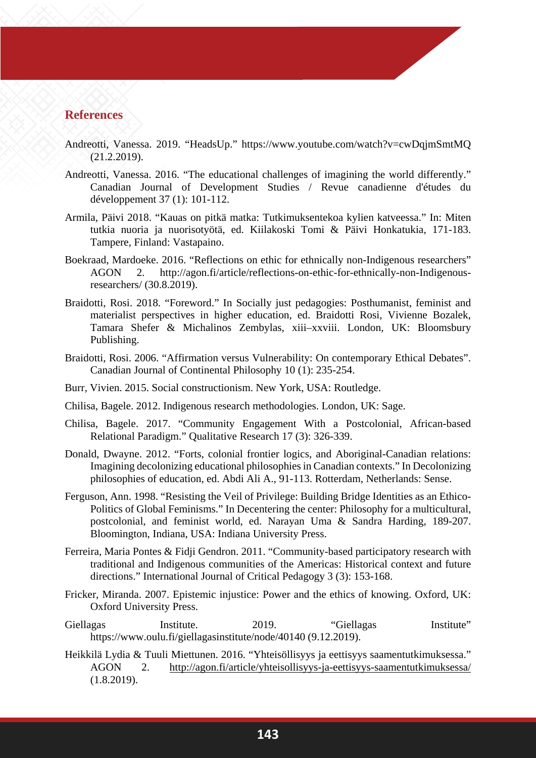## References

Andreotti, Vanessa. 2019. "HeadsUp." https://www.youtube.com/watch?v=cwDqjmSmtMQ (21.2.2019).

Andreotti, Vanessa. 2016. "The educational challenges of imagining the world differently." Canadian Journal of Development Studies / Revue canadienne d'études du développement 37 (1): 101-112.

Armila, Päivi 2018. "Kauas on pitkä matka: Tutkimuksentekoa kylien katveessa." In: Miten tutkia nuoria ja nuorisotyötä, ed. Kiilakoski Tomi & Päivi Honkatukia, 171-183. Tampere, Finland: Vastapaino.

Boekraad, Mardoeke. 2016. "Reflections on ethic for ethnically non-Indigenous researchers" AGON 2. http://agon.fi/article/reflections-on-ethic-for-ethnically-non-Indigenous-researchers/ (30.8.2019).

Braidotti, Rosi. 2018. "Foreword." In Socially just pedagogies: Posthumanist, feminist and materialist perspectives in higher education, ed. Braidotti Rosi, Vivienne Bozalek, Tamara Shefer & Michalinos Zembylas, xiii–xxviii. London, UK: Bloomsbury Publishing.

Braidotti, Rosi. 2006. "Affirmation versus Vulnerability: On contemporary Ethical Debates". Canadian Journal of Continental Philosophy 10 (1): 235-254.

Burr, Vivien. 2015. Social constructionism. New York, USA: Routledge.

Chilisa, Bagele. 2012. Indigenous research methodologies. London, UK: Sage.

Chilisa, Bagele. 2017. "Community Engagement With a Postcolonial, African-based Relational Paradigm." Qualitative Research 17 (3): 326-339.

Donald, Dwayne. 2012. "Forts, colonial frontier logics, and Aboriginal-Canadian relations: Imagining decolonizing educational philosophies in Canadian contexts." In Decolonizing philosophies of education, ed. Abdi Ali A., 91-113. Rotterdam, Netherlands: Sense.

Ferguson, Ann. 1998. "Resisting the Veil of Privilege: Building Bridge Identities as an Ethico-Politics of Global Feminisms." In Decentering the center: Philosophy for a multicultural, postcolonial, and feminist world, ed. Narayan Uma & Sandra Harding, 189-207. Bloomington, Indiana, USA: Indiana University Press.

Ferreira, Maria Pontes & Fidji Gendron. 2011. "Community-based participatory research with traditional and Indigenous communities of the Americas: Historical context and future directions." International Journal of Critical Pedagogy 3 (3): 153-168.

Fricker, Miranda. 2007. Epistemic injustice: Power and the ethics of knowing. Oxford, UK: Oxford University Press.

Giellagas Institute. 2019. "Giellagas Institute" https://www.oulu.fi/giellagasinstitute/node/40140 (9.12.2019).

Heikkilä Lydia & Tuuli Miettunen. 2016. "Yhteisöllisyys ja eettisyys saamentutkimuksessa." AGON 2. http://agon.fi/article/yhteisollisyys-ja-eettisyys-saamentutkimuksessa/ (1.8.2019).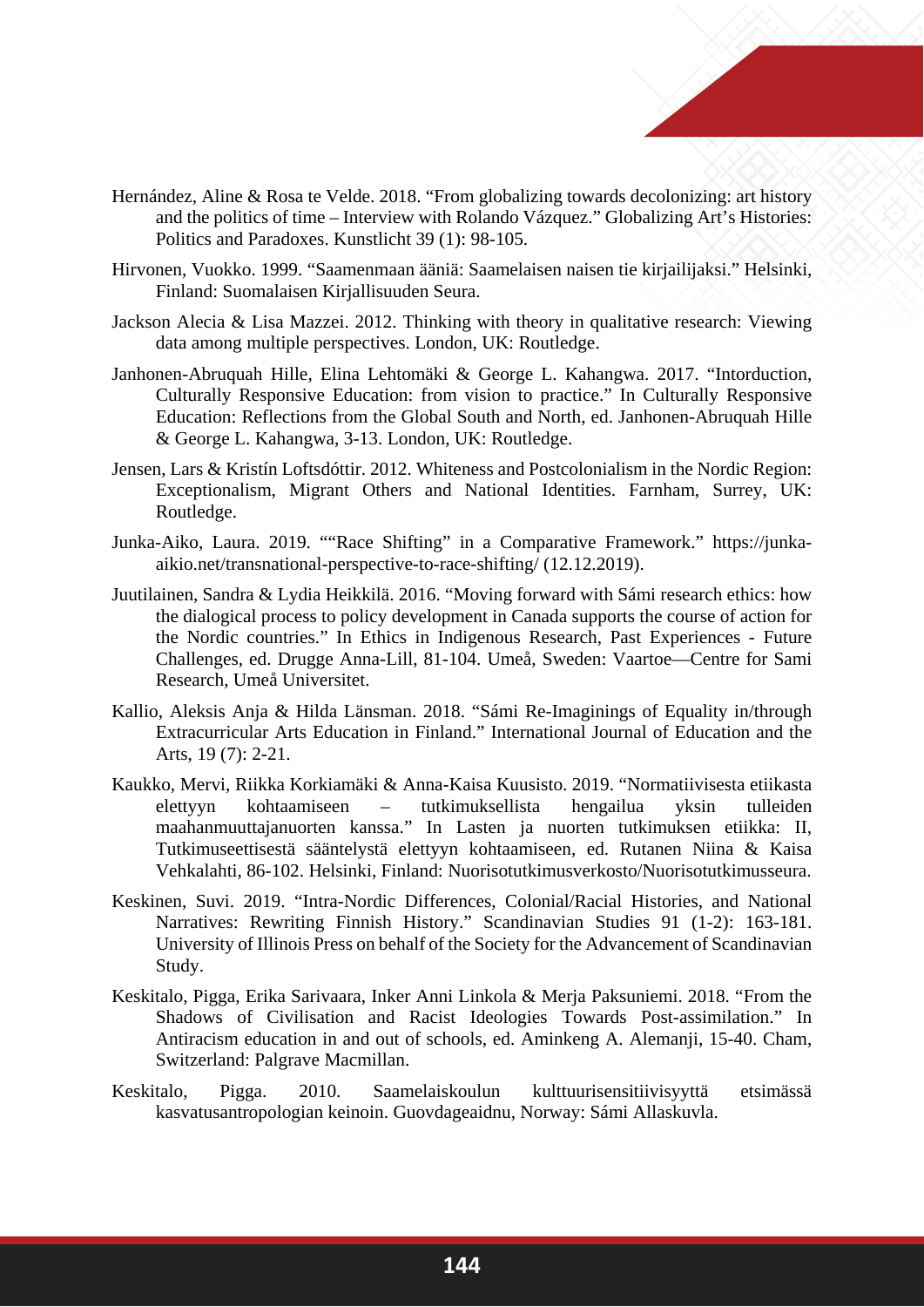Hernández, Aline & Rosa te Velde. 2018. "From globalizing towards decolonizing: art history and the politics of time – Interview with Rolando Vázquez." Globalizing Art's Histories: Politics and Paradoxes. Kunstlicht 39 (1): 98-105.

Hirvonen, Vuokko. 1999. "Saamenmaan ääniä: Saamelaisen naisen tie kirjailijaksi." Helsinki, Finland: Suomalaisen Kirjallisuuden Seura.

Jackson Alecia & Lisa Mazzei. 2012. Thinking with theory in qualitative research: Viewing data among multiple perspectives. London, UK: Routledge.

Janhonen-Abruquah Hille, Elina Lehtomäki & George L. Kahangwa. 2017. "Intorduction, Culturally Responsive Education: from vision to practice." In Culturally Responsive Education: Reflections from the Global South and North, ed. Janhonen-Abruquah Hille & George L. Kahangwa, 3-13. London, UK: Routledge.

Jensen, Lars & Kristín Loftsdóttir. 2012. Whiteness and Postcolonialism in the Nordic Region: Exceptionalism, Migrant Others and National Identities. Farnham, Surrey, UK: Routledge.

Junka-Aiko, Laura. 2019. ""Race Shifting" in a Comparative Framework." https://junka-aikio.net/transnational-perspective-to-race-shifting/ (12.12.2019).

Juutilainen, Sandra & Lydia Heikkilä. 2016. "Moving forward with Sámi research ethics: how the dialogical process to policy development in Canada supports the course of action for the Nordic countries." In Ethics in Indigenous Research, Past Experiences - Future Challenges, ed. Drugge Anna-Lill, 81-104. Umeå, Sweden: Vaartoe—Centre for Sami Research, Umeå Universitet.

Kallio, Aleksis Anja & Hilda Länsman. 2018. "Sámi Re-Imaginings of Equality in/through Extracurricular Arts Education in Finland." International Journal of Education and the Arts, 19 (7): 2-21.

Kaukko, Mervi, Riikka Korkiamäki & Anna-Kaisa Kuusisto. 2019. "Normatiivisesta etiikasta elettyyn kohtaamiseen – tutkimuksellista hengailua yksin tulleiden maahanmuuttajanuorten kanssa." In Lasten ja nuorten tutkimuksen etiikka: II, Tutkimuseettisestä sääntelystä elettyyn kohtaamiseen, ed. Rutanen Niina & Kaisa Vehkalahti, 86-102. Helsinki, Finland: Nuorisotutkimusverkosto/Nuorisotutkimusseura.

Keskinen, Suvi. 2019. "Intra-Nordic Differences, Colonial/Racial Histories, and National Narratives: Rewriting Finnish History." Scandinavian Studies 91 (1-2): 163-181. University of Illinois Press on behalf of the Society for the Advancement of Scandinavian Study.

Keskitalo, Pigga, Erika Sarivaara, Inker Anni Linkola & Merja Paksuniemi. 2018. "From the Shadows of Civilisation and Racist Ideologies Towards Post-assimilation." In Antiracism education in and out of schools, ed. Aminkeng A. Alemanji, 15-40. Cham, Switzerland: Palgrave Macmillan.

Keskitalo, Pigga. 2010. Saamelaiskoulun kulttuurisensitiivisyyttä etsimässä kasvatusantropologian keinoin. Guovdageaidnu, Norway: Sámi Allaskuvla.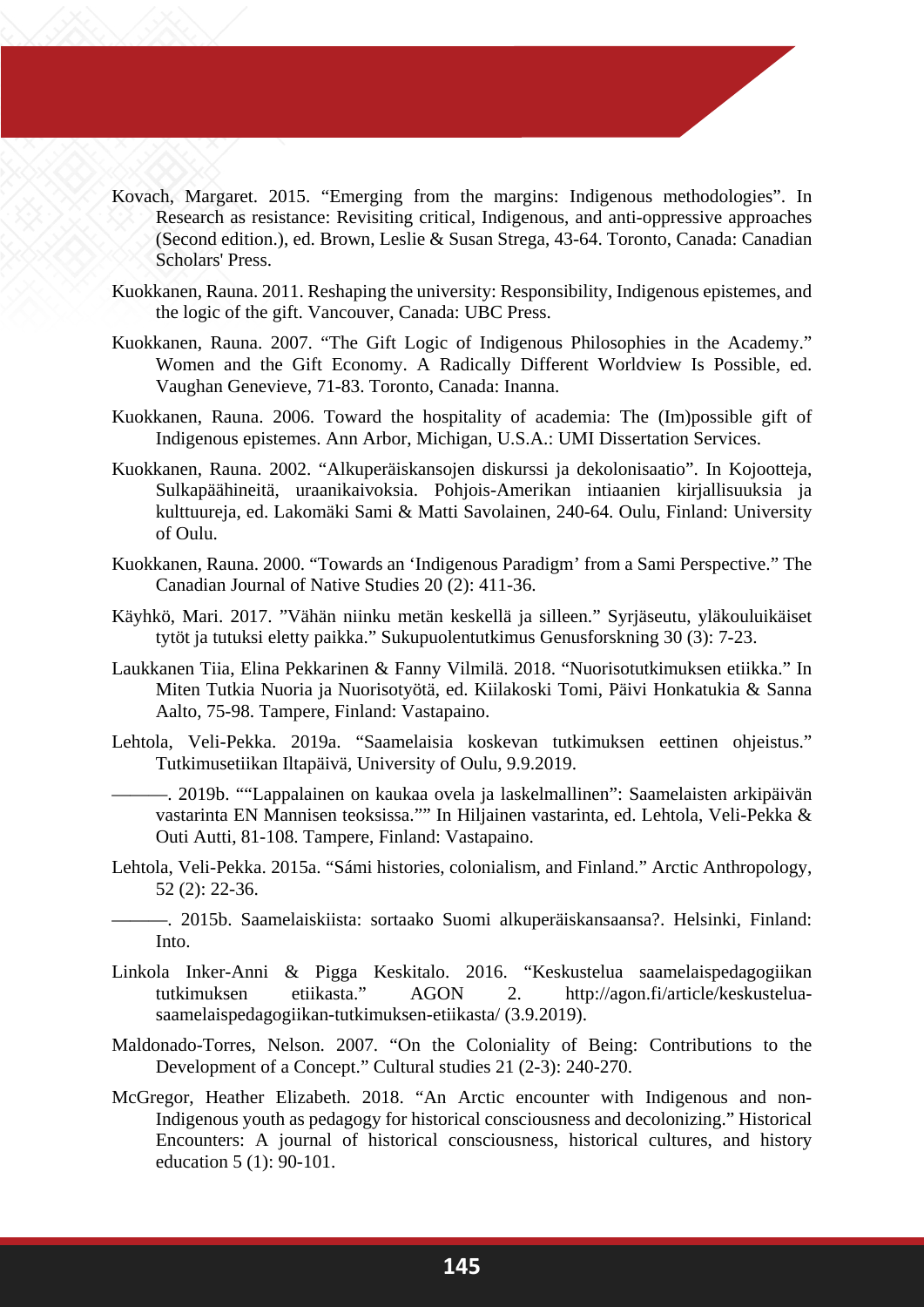Kovach, Margaret. 2015. “Emerging from the margins: Indigenous methodologies”. In Research as resistance: Revisiting critical, Indigenous, and anti-oppressive approaches (Second edition.), ed. Brown, Leslie & Susan Strega, 43-64. Toronto, Canada: Canadian Scholars' Press.

Kuokkanen, Rauna. 2011. Reshaping the university: Responsibility, Indigenous epistemes, and the logic of the gift. Vancouver, Canada: UBC Press.

Kuokkanen, Rauna. 2007. “The Gift Logic of Indigenous Philosophies in the Academy.” Women and the Gift Economy. A Radically Different Worldview Is Possible, ed. Vaughan Genevieve, 71-83. Toronto, Canada: Inanna.

Kuokkanen, Rauna. 2006. Toward the hospitality of academia: The (Im)possible gift of Indigenous epistemes. Ann Arbor, Michigan, U.S.A.: UMI Dissertation Services.

Kuokkanen, Rauna. 2002. “Alkuperäiskansojen diskurssi ja dekolonisaatio”. In Kojootteja, Sulkapäähineitä, uraanikaivoksia. Pohjois-Amerikan intiaanien kirjallisuuksia ja kulttuureja, ed. Lakomäki Sami & Matti Savolainen, 240-64. Oulu, Finland: University of Oulu.

Kuokkanen, Rauna. 2000. “Towards an ‘Indigenous Paradigm’ from a Sami Perspective.” The Canadian Journal of Native Studies 20 (2): 411-36.

Käyhkö, Mari. 2017. ”Vähän niinku metän keskellä ja silleen.” Syrjäseutu, yläkouluikäiset tytöt ja tutuksi eletty paikka.” Sukupuolentutkimus Genusforskning 30 (3): 7-23.

Laukkanen Tiia, Elina Pekkarinen & Fanny Vilmilä. 2018. “Nuorisotutkimuksen etiikka.” In Miten Tutkia Nuoria ja Nuorisotyötä, ed. Kiilakoski Tomi, Päivi Honkatukia & Sanna Aalto, 75-98. Tampere, Finland: Vastapaino.

Lehtola, Veli-Pekka. 2019a. “Saamelaisia koskevan tutkimuksen eettinen ohjeistus.” Tutkimusetiikan Iltapäivä, University of Oulu, 9.9.2019.

———. 2019b. ““Lappalainen on kaukaa ovela ja laskelmallinen”: Saamelaisten arkipäivän vastarinta EN Mannisen teoksissa.”” In Hiljainen vastarinta, ed. Lehtola, Veli-Pekka & Outi Autti, 81-108. Tampere, Finland: Vastapaino.

Lehtola, Veli-Pekka. 2015a. “Sámi histories, colonialism, and Finland.” Arctic Anthropology, 52 (2): 22-36.

———. 2015b. Saamelaiskiista: sortaako Suomi alkuperäiskansaansa?. Helsinki, Finland: Into.

Linkola Inker-Anni & Pigga Keskitalo. 2016. “Keskustelua saamelaispedagogiikan tutkimuksen etiikasta.” AGON 2. http://agon.fi/article/keskustelua-saamelaispedagogiikan-tutkimuksen-etiikasta/ (3.9.2019).

Maldonado-Torres, Nelson. 2007. “On the Coloniality of Being: Contributions to the Development of a Concept.” Cultural studies 21 (2-3): 240-270.

McGregor, Heather Elizabeth. 2018. “An Arctic encounter with Indigenous and non-Indigenous youth as pedagogy for historical consciousness and decolonizing.” Historical Encounters: A journal of historical consciousness, historical cultures, and history education 5 (1): 90-101.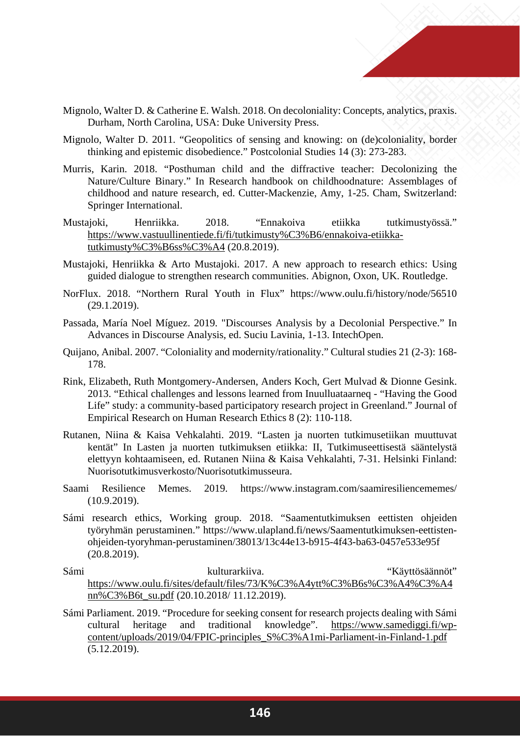Mignolo, Walter D. & Catherine E. Walsh. 2018. On decoloniality: Concepts, analytics, praxis. Durham, North Carolina, USA: Duke University Press.

Mignolo, Walter D. 2011. “Geopolitics of sensing and knowing: on (de)coloniality, border thinking and epistemic disobedience.” Postcolonial Studies 14 (3): 273-283.

Murris, Karin. 2018. “Posthuman child and the diffractive teacher: Decolonizing the Nature/Culture Binary.” In Research handbook on childhoodnature: Assemblages of childhood and nature research, ed. Cutter-Mackenzie, Amy, 1-25. Cham, Switzerland: Springer International.

Mustajoki, Henriikka. 2018. “Ennakoiva etiikka tutkimustyössä.” https://www.vastuullinentiede.fi/fi/tutkimusty%C3%B6/ennakoiva-etiikka-tutkimusty%C3%B6ss%C3%A4 (20.8.2019).

Mustajoki, Henriikka & Arto Mustajoki. 2017. A new approach to research ethics: Using guided dialogue to strengthen research communities. Abignon, Oxon, UK. Routledge.

NorFlux. 2018. “Northern Rural Youth in Flux” https://www.oulu.fi/history/node/56510 (29.1.2019).

Passada, María Noel Míguez. 2019. "Discourses Analysis by a Decolonial Perspective.” In Advances in Discourse Analysis, ed. Suciu Lavinia, 1-13. IntechOpen.

Quijano, Anibal. 2007. “Coloniality and modernity/rationality.” Cultural studies 21 (2-3): 168-178.

Rink, Elizabeth, Ruth Montgomery-Andersen, Anders Koch, Gert Mulvad & Dionne Gesink. 2013. “Ethical challenges and lessons learned from Inuulluataarneq - “Having the Good Life” study: a community-based participatory research project in Greenland.” Journal of Empirical Research on Human Research Ethics 8 (2): 110-118.

Rutanen, Niina & Kaisa Vehkalahti. 2019. “Lasten ja nuorten tutkimusetiikan muuttuvat kentät” In Lasten ja nuorten tutkimuksen etiikka: II, Tutkimuseettisestä sääntelystä elettyyn kohtaamiseen, ed. Rutanen Niina & Kaisa Vehkalahti, 7-31. Helsinki Finland: Nuorisotutkimusverkosto/Nuorisotutkimusseura.

Saami Resilience Memes. 2019. https://www.instagram.com/saamiresiliencememes/ (10.9.2019).

Sámi research ethics, Working group. 2018. “Saamentutkimuksen eettisten ohjeiden työryhmän perustaminen.” https://www.ulapland.fi/news/Saamentutkimuksen-eettisten-ohjeiden-tyoryhman-perustaminen/38013/13c44e13-b915-4f43-ba63-0457e533e95f (20.8.2019).

Sámi kulturarkiiva. “Käyttösäännöt” https://www.oulu.fi/sites/default/files/73/K%C3%A4ytt%C3%B6s%C3%A4%C3%A4nn%C3%B6t_su.pdf (20.10.2018/ 11.12.2019).

Sámi Parliament. 2019. “Procedure for seeking consent for research projects dealing with Sámi cultural heritage and traditional knowledge”. https://www.samediggi.fi/wp-content/uploads/2019/04/FPIC-principles_S%C3%A1mi-Parliament-in-Finland-1.pdf (5.12.2019).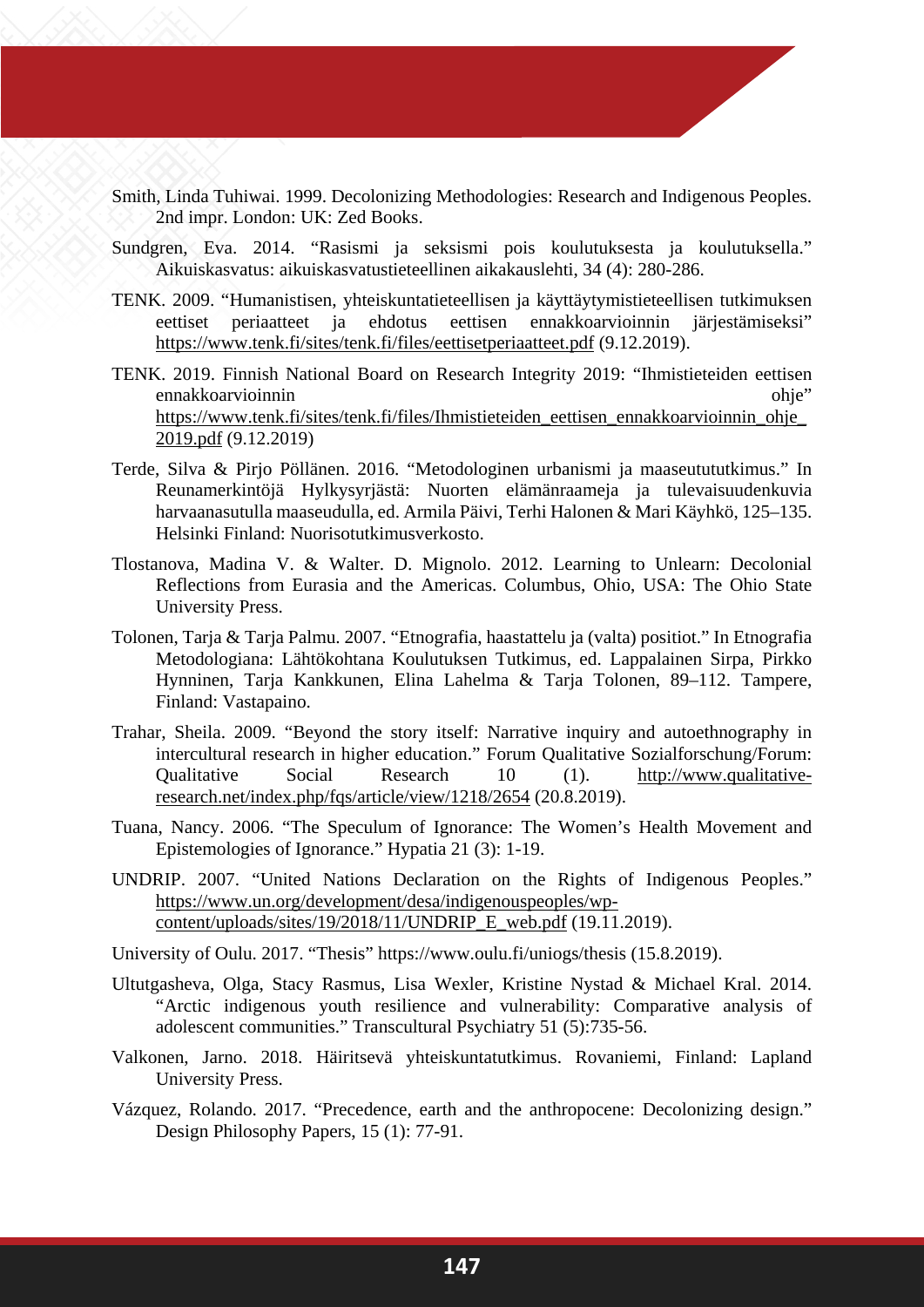Smith, Linda Tuhiwai. 1999. Decolonizing Methodologies: Research and Indigenous Peoples. 2nd impr. London: UK: Zed Books.

Sundgren, Eva. 2014. "Rasismi ja seksismi pois koulutuksesta ja koulutuksella." Aikuiskasvatus: aikuiskasvatustieteellinen aikakauslehti, 34 (4): 280-286.

TENK. 2009. "Humanistisen, yhteiskuntatieteellisen ja käyttäytymistieteellisen tutkimuksen eettiset periaatteet ja ehdotus eettisen ennakkoarvioinnin järjestämiseksi" https://www.tenk.fi/sites/tenk.fi/files/eettisetperiaatteet.pdf (9.12.2019).

TENK. 2019. Finnish National Board on Research Integrity 2019: "Ihmistieteiden eettisen ennakkoarvioinnin ohje" https://www.tenk.fi/sites/tenk.fi/files/Ihmistieteiden_eettisen_ennakkoarvioinnin_ohje_2019.pdf (9.12.2019)

Terde, Silva & Pirjo Pöllänen. 2016. "Metodologinen urbanismi ja maaseutututkimus." In Reunamerkintöjä Hylkysyrjästä: Nuorten elämänraameja ja tulevaisuudenkuvia harvaanasutulla maaseudulla, ed. Armila Päivi, Terhi Halonen & Mari Käyhkö, 125–135. Helsinki Finland: Nuorisotutkimusverkosto.

Tlostanova, Madina V. & Walter. D. Mignolo. 2012. Learning to Unlearn: Decolonial Reflections from Eurasia and the Americas. Columbus, Ohio, USA: The Ohio State University Press.

Tolonen, Tarja & Tarja Palmu. 2007. "Etnografia, haastattelu ja (valta) positiot." In Etnografia Metodologiana: Lähtökohtana Koulutuksen Tutkimus, ed. Lappalainen Sirpa, Pirkko Hynninen, Tarja Kankkunen, Elina Lahelma & Tarja Tolonen, 89–112. Tampere, Finland: Vastapaino.

Trahar, Sheila. 2009. "Beyond the story itself: Narrative inquiry and autoethnography in intercultural research in higher education." Forum Qualitative Sozialforschung/Forum: Qualitative Social Research 10 (1). http://www.qualitative-research.net/index.php/fqs/article/view/1218/2654 (20.8.2019).

Tuana, Nancy. 2006. "The Speculum of Ignorance: The Women's Health Movement and Epistemologies of Ignorance." Hypatia 21 (3): 1-19.

UNDRIP. 2007. "United Nations Declaration on the Rights of Indigenous Peoples." https://www.un.org/development/desa/indigenouspeoples/wp-content/uploads/sites/19/2018/11/UNDRIP_E_web.pdf (19.11.2019).

University of Oulu. 2017. "Thesis" https://www.oulu.fi/uniogs/thesis (15.8.2019).

Ultutgasheva, Olga, Stacy Rasmus, Lisa Wexler, Kristine Nystad & Michael Kral. 2014. "Arctic indigenous youth resilience and vulnerability: Comparative analysis of adolescent communities." Transcultural Psychiatry 51 (5):735-56.

Valkonen, Jarno. 2018. Häiritsevä yhteiskuntatutkimus. Rovaniemi, Finland: Lapland University Press.

Vázquez, Rolando. 2017. "Precedence, earth and the anthropocene: Decolonizing design." Design Philosophy Papers, 15 (1): 77-91.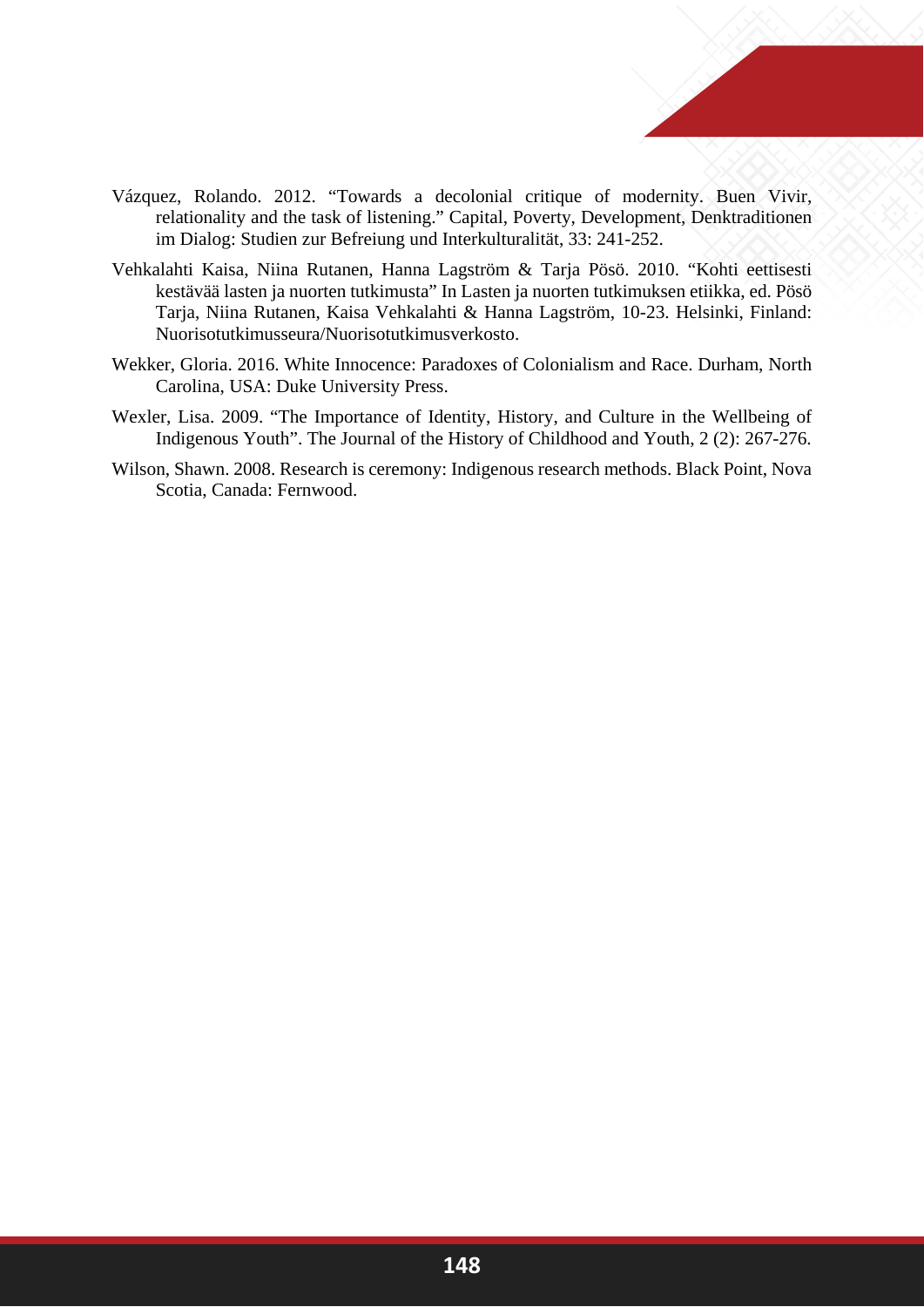Vázquez, Rolando. 2012. "Towards a decolonial critique of modernity. Buen Vivir, relationality and the task of listening." Capital, Poverty, Development, Denktraditionen im Dialog: Studien zur Befreiung und Interkulturalität, 33: 241-252.

Vehkalahti Kaisa, Niina Rutanen, Hanna Lagström & Tarja Pösö. 2010. "Kohti eettisesti kestävää lasten ja nuorten tutkimusta" In Lasten ja nuorten tutkimuksen etiikka, ed. Pösö Tarja, Niina Rutanen, Kaisa Vehkalahti & Hanna Lagström, 10-23. Helsinki, Finland: Nuorisotutkimusseura/Nuorisotutkimusverkosto.

Wekker, Gloria. 2016. White Innocence: Paradoxes of Colonialism and Race. Durham, North Carolina, USA: Duke University Press.

Wexler, Lisa. 2009. "The Importance of Identity, History, and Culture in the Wellbeing of Indigenous Youth". The Journal of the History of Childhood and Youth, 2 (2): 267-276.

Wilson, Shawn. 2008. Research is ceremony: Indigenous research methods. Black Point, Nova Scotia, Canada: Fernwood.